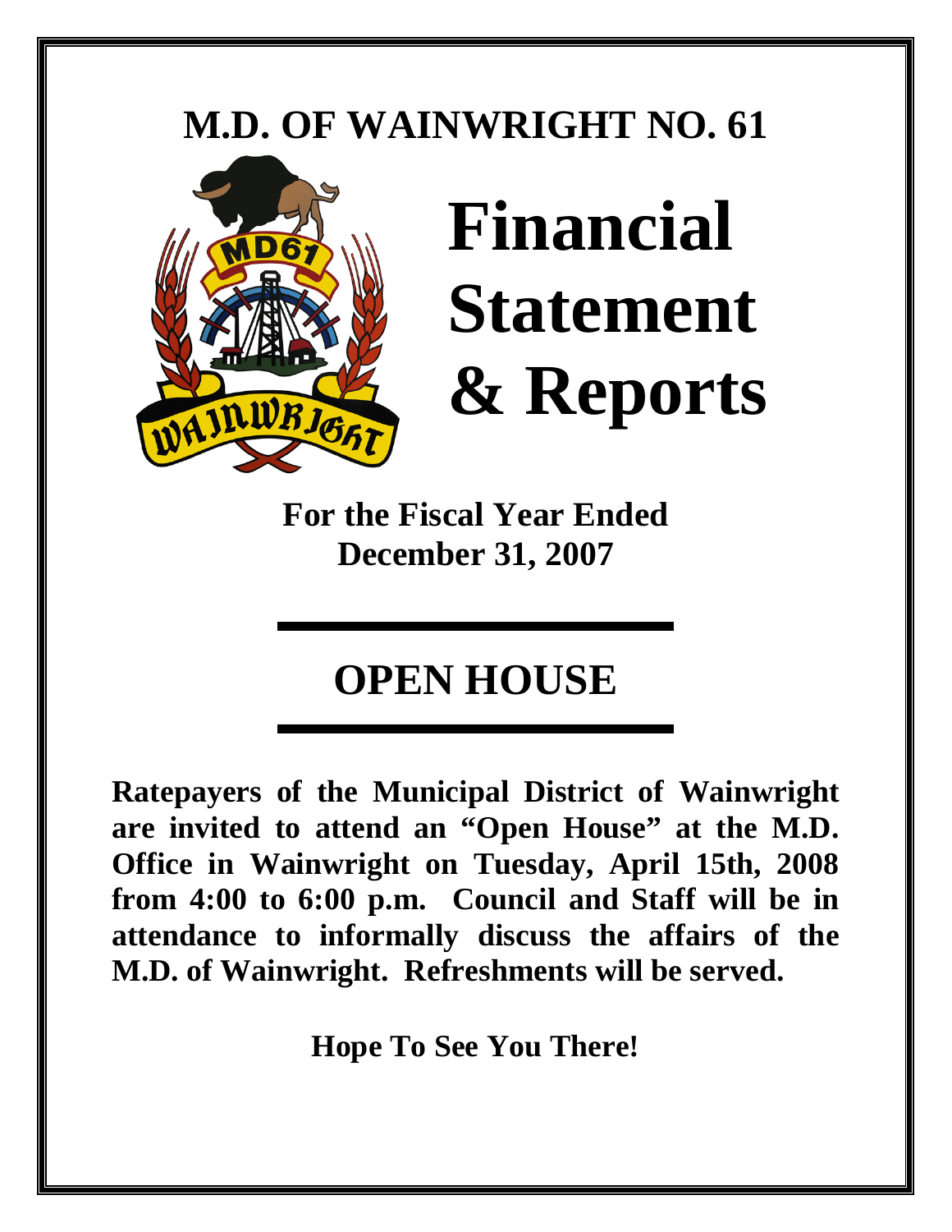# M.D. OF WAINWRIGHT NO. 61

# Financial Statement & Reports

**For the Fiscal Year Ended December 31, 2007**

## OPEN HOUSE

**Ratepayers of the Municipal District of Wainwright are invited to attend an "Open House" at the M.D. Office in Wainwright on Tuesday, April 15th, 2008 from 4:00 to 6:00 p.m. Council and Staff will be in attendance to informally discuss the affairs of the M.D. of Wainwright. Refreshments will be served.**

**Hope To See You There!**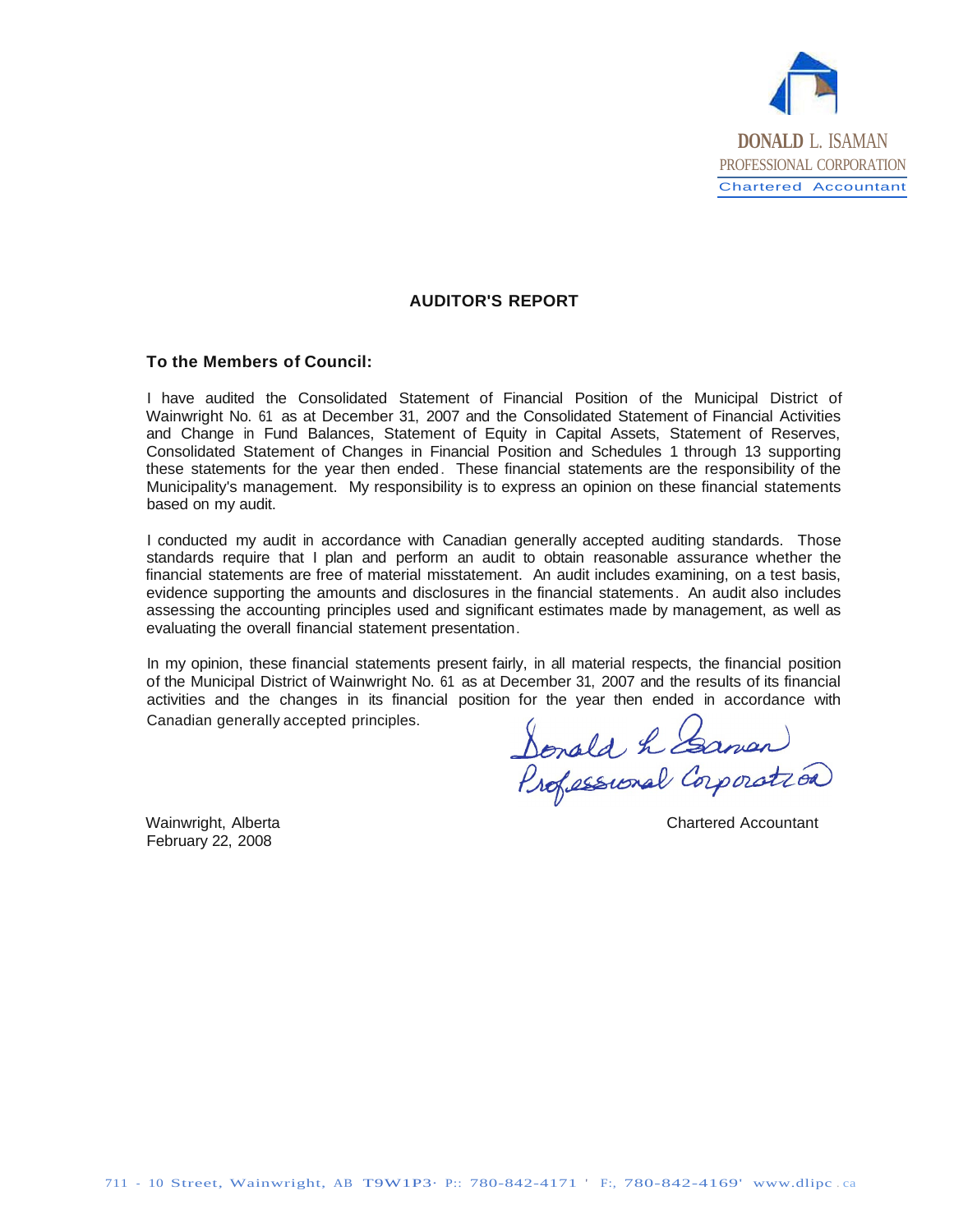DONALD L. ISAMAN
PROFESSIONAL CORPORATION
Chartered Accountant

# AUDITOR'S REPORT

**To the Members of Council:**

I have audited the Consolidated Statement of Financial Position of the Municipal District of Wainwright No. 61 as at December 31, 2007 and the Consolidated Statement of Financial Activities and Change in Fund Balances, Statement of Equity in Capital Assets, Statement of Reserves, Consolidated Statement of Changes in Financial Position and Schedules 1 through 13 supporting these statements for the year then ended. These financial statements are the responsibility of the Municipality's management. My responsibility is to express an opinion on these financial statements based on my audit.

I conducted my audit in accordance with Canadian generally accepted auditing standards. Those standards require that I plan and perform an audit to obtain reasonable assurance whether the financial statements are free of material misstatement. An audit includes examining, on a test basis, evidence supporting the amounts and disclosures in the financial statements. An audit also includes assessing the accounting principles used and significant estimates made by management, as well as evaluating the overall financial statement presentation.

In my opinion, these financial statements present fairly, in all material respects, the financial position of the Municipal District of Wainwright No. 61 as at December 31, 2007 and the results of its financial activities and the changes in its financial position for the year then ended in accordance with Canadian generally accepted principles.

Donald L. Isaman Professional Corporation

Chartered Accountant

Wainwright, Alberta
February 22, 2008

711 - 10 Street, Wainwright, AB T9W1P3 · P: 780-842-4171 · F: 780-842-4169 · www.dlipc.ca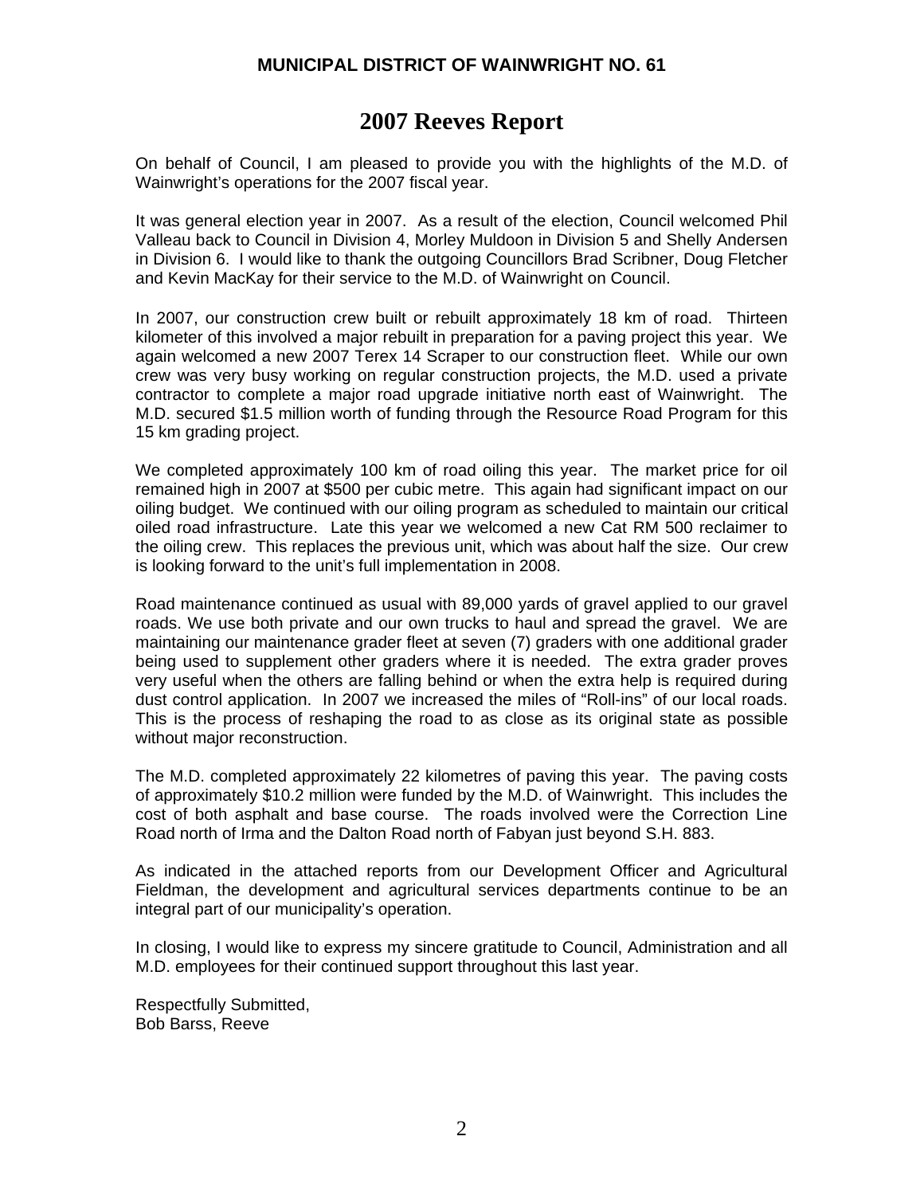**MUNICIPAL DISTRICT OF WAINWRIGHT NO. 61**

# 2007 Reeves Report

On behalf of Council, I am pleased to provide you with the highlights of the M.D. of Wainwright's operations for the 2007 fiscal year.

It was general election year in 2007. As a result of the election, Council welcomed Phil Valleau back to Council in Division 4, Morley Muldoon in Division 5 and Shelly Andersen in Division 6. I would like to thank the outgoing Councillors Brad Scribner, Doug Fletcher and Kevin MacKay for their service to the M.D. of Wainwright on Council.

In 2007, our construction crew built or rebuilt approximately 18 km of road. Thirteen kilometer of this involved a major rebuilt in preparation for a paving project this year. We again welcomed a new 2007 Terex 14 Scraper to our construction fleet. While our own crew was very busy working on regular construction projects, the M.D. used a private contractor to complete a major road upgrade initiative north east of Wainwright. The M.D. secured $1.5 million worth of funding through the Resource Road Program for this 15 km grading project.

We completed approximately 100 km of road oiling this year. The market price for oil remained high in 2007 at $500 per cubic metre. This again had significant impact on our oiling budget. We continued with our oiling program as scheduled to maintain our critical oiled road infrastructure. Late this year we welcomed a new Cat RM 500 reclaimer to the oiling crew. This replaces the previous unit, which was about half the size. Our crew is looking forward to the unit's full implementation in 2008.

Road maintenance continued as usual with 89,000 yards of gravel applied to our gravel roads. We use both private and our own trucks to haul and spread the gravel. We are maintaining our maintenance grader fleet at seven (7) graders with one additional grader being used to supplement other graders where it is needed. The extra grader proves very useful when the others are falling behind or when the extra help is required during dust control application. In 2007 we increased the miles of "Roll-ins" of our local roads. This is the process of reshaping the road to as close as its original state as possible without major reconstruction.

The M.D. completed approximately 22 kilometres of paving this year. The paving costs of approximately $10.2 million were funded by the M.D. of Wainwright. This includes the cost of both asphalt and base course. The roads involved were the Correction Line Road north of Irma and the Dalton Road north of Fabyan just beyond S.H. 883.

As indicated in the attached reports from our Development Officer and Agricultural Fieldman, the development and agricultural services departments continue to be an integral part of our municipality's operation.

In closing, I would like to express my sincere gratitude to Council, Administration and all M.D. employees for their continued support throughout this last year.

Respectfully Submitted,
Bob Barss, Reeve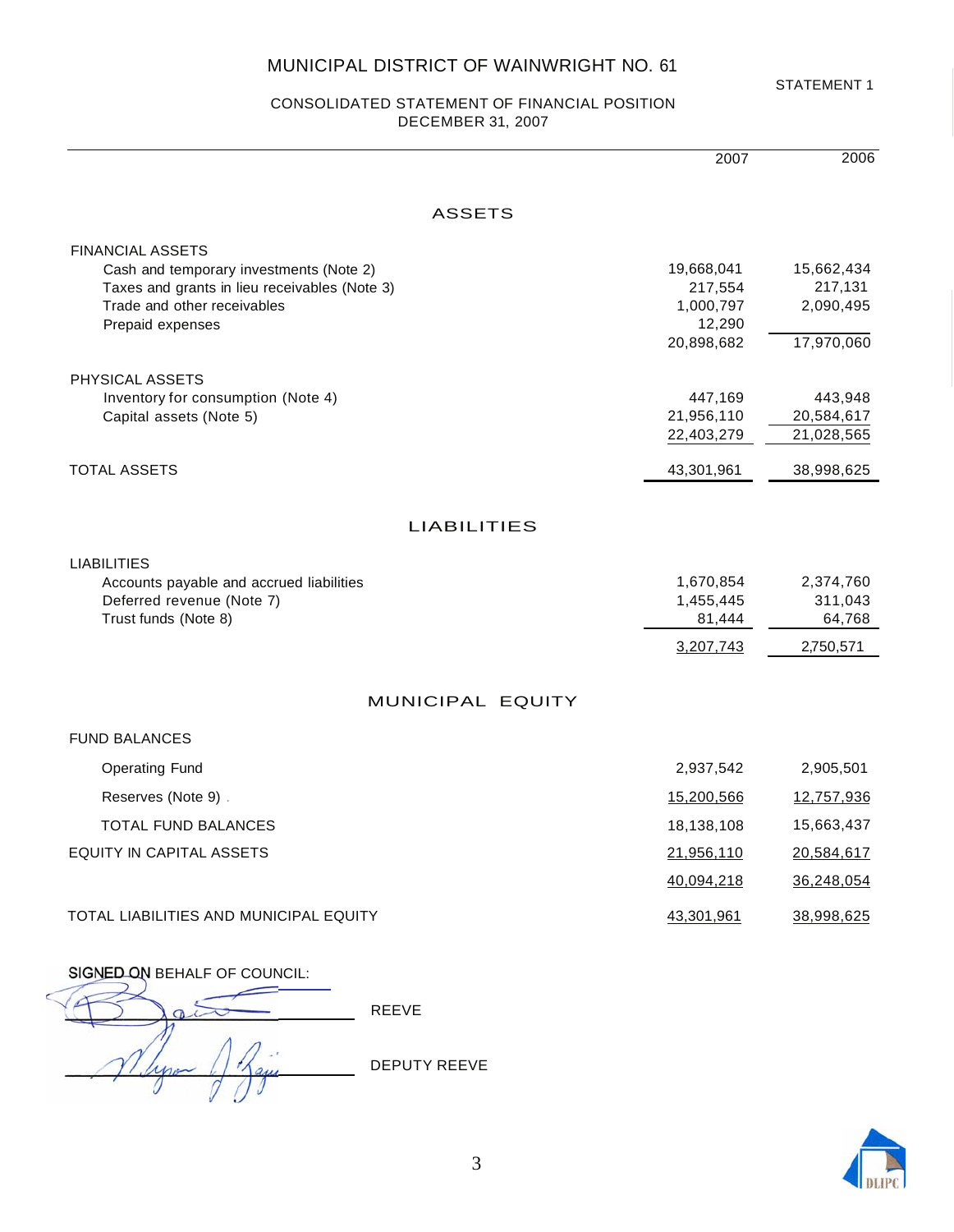# MUNICIPAL DISTRICT OF WAINWRIGHT NO. 61

STATEMENT 1

## CONSOLIDATED STATEMENT OF FINANCIAL POSITION
DECEMBER 31, 2007

| | 2007 | 2006 |
|---|---|---|
| **ASSETS** | | |
| FINANCIAL ASSETS | | |
| Cash and temporary investments (Note 2) | 19,668,041 | 15,662,434 |
| Taxes and grants in lieu receivables (Note 3) | 217,554 | 217,131 |
| Trade and other receivables | 1,000,797 | 2,090,495 |
| Prepaid expenses | 12,290 | |
| | 20,898,682 | 17,970,060 |
| PHYSICAL ASSETS | | |
| Inventory for consumption (Note 4) | 447,169 | 443,948 |
| Capital assets (Note 5) | 21,956,110 | 20,584,617 |
| | 22,403,279 | 21,028,565 |
| TOTAL ASSETS | 43,301,961 | 38,998,625 |
| **LIABILITIES** | | |
| LIABILITIES | | |
| Accounts payable and accrued liabilities | 1,670,854 | 2,374,760 |
| Deferred revenue (Note 7) | 1,455,445 | 311,043 |
| Trust funds (Note 8) | 81,444 | 64,768 |
| | 3,207,743 | 2,750,571 |
| **MUNICIPAL EQUITY** | | |
| FUND BALANCES | | |
| Operating Fund | 2,937,542 | 2,905,501 |
| Reserves (Note 9) | 15,200,566 | 12,757,936 |
| TOTAL FUND BALANCES | 18,138,108 | 15,663,437 |
| EQUITY IN CAPITAL ASSETS | 21,956,110 | 20,584,617 |
| | 40,094,218 | 36,248,054 |
| TOTAL LIABILITIES AND MUNICIPAL EQUITY | 43,301,961 | 38,998,625 |

SIGNED ON BEHALF OF COUNCIL:

_______________ REEVE

_______________ DEPUTY REEVE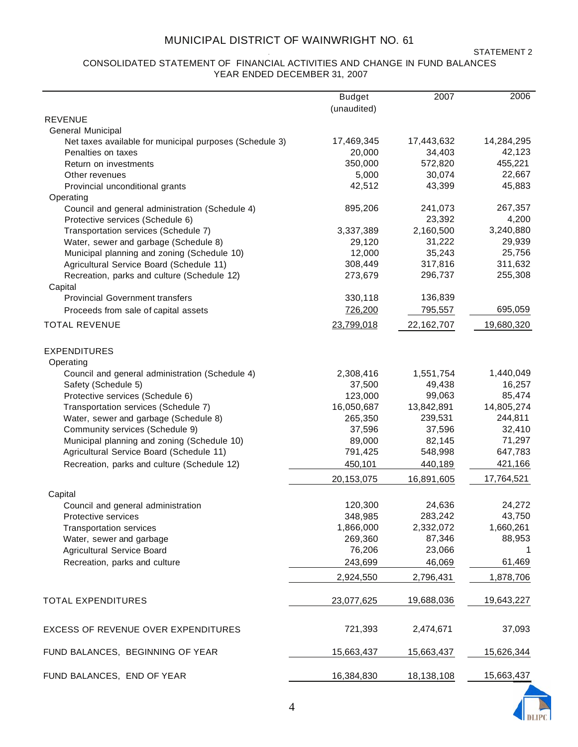# MUNICIPAL DISTRICT OF WAINWRIGHT NO. 61

STATEMENT 2

## CONSOLIDATED STATEMENT OF FINANCIAL ACTIVITIES AND CHANGE IN FUND BALANCES
## YEAR ENDED DECEMBER 31, 2007

| | Budget (unaudited) | 2007 | 2006 |
|---|---|---|---|
| **REVENUE** | | | |
| General Municipal | | | |
| Net taxes available for municipal purposes (Schedule 3) | 17,469,345 | 17,443,632 | 14,284,295 |
| Penalties on taxes | 20,000 | 34,403 | 42,123 |
| Return on investments | 350,000 | 572,820 | 455,221 |
| Other revenues | 5,000 | 30,074 | 22,667 |
| Provincial unconditional grants | 42,512 | 43,399 | 45,883 |
| Operating | | | |
| Council and general administration (Schedule 4) | 895,206 | 241,073 | 267,357 |
| Protective services (Schedule 6) | | 23,392 | 4,200 |
| Transportation services (Schedule 7) | 3,337,389 | 2,160,500 | 3,240,880 |
| Water, sewer and garbage (Schedule 8) | 29,120 | 31,222 | 29,939 |
| Municipal planning and zoning (Schedule 10) | 12,000 | 35,243 | 25,756 |
| Agricultural Service Board (Schedule 11) | 308,449 | 317,816 | 311,632 |
| Recreation, parks and culture (Schedule 12) | 273,679 | 296,737 | 255,308 |
| Capital | | | |
| Provincial Government transfers | 330,118 | 136,839 | |
| Proceeds from sale of capital assets | 726,200 | 795,557 | 695,059 |
| **TOTAL REVENUE** | 23,799,018 | 22,162,707 | 19,680,320 |
| **EXPENDITURES** | | | |
| Operating | | | |
| Council and general administration (Schedule 4) | 2,308,416 | 1,551,754 | 1,440,049 |
| Safety (Schedule 5) | 37,500 | 49,438 | 16,257 |
| Protective services (Schedule 6) | 123,000 | 99,063 | 85,474 |
| Transportation services (Schedule 7) | 16,050,687 | 13,842,891 | 14,805,274 |
| Water, sewer and garbage (Schedule 8) | 265,350 | 239,531 | 244,811 |
| Community services (Schedule 9) | 37,596 | 37,596 | 32,410 |
| Municipal planning and zoning (Schedule 10) | 89,000 | 82,145 | 71,297 |
| Agricultural Service Board (Schedule 11) | 791,425 | 548,998 | 647,783 |
| Recreation, parks and culture (Schedule 12) | 450,101 | 440,189 | 421,166 |
| | 20,153,075 | 16,891,605 | 17,764,521 |
| Capital | | | |
| Council and general administration | 120,300 | 24,636 | 24,272 |
| Protective services | 348,985 | 283,242 | 43,750 |
| Transportation services | 1,866,000 | 2,332,072 | 1,660,261 |
| Water, sewer and garbage | 269,360 | 87,346 | 88,953 |
| Agricultural Service Board | 76,206 | 23,066 | 1 |
| Recreation, parks and culture | 243,699 | 46,069 | 61,469 |
| | 2,924,550 | 2,796,431 | 1,878,706 |
| **TOTAL EXPENDITURES** | 23,077,625 | 19,688,036 | 19,643,227 |
| **EXCESS OF REVENUE OVER EXPENDITURES** | 721,393 | 2,474,671 | 37,093 |
| **FUND BALANCES, BEGINNING OF YEAR** | 15,663,437 | 15,663,437 | 15,626,344 |
| **FUND BALANCES, END OF YEAR** | 16,384,830 | 18,138,108 | 15,663,437 |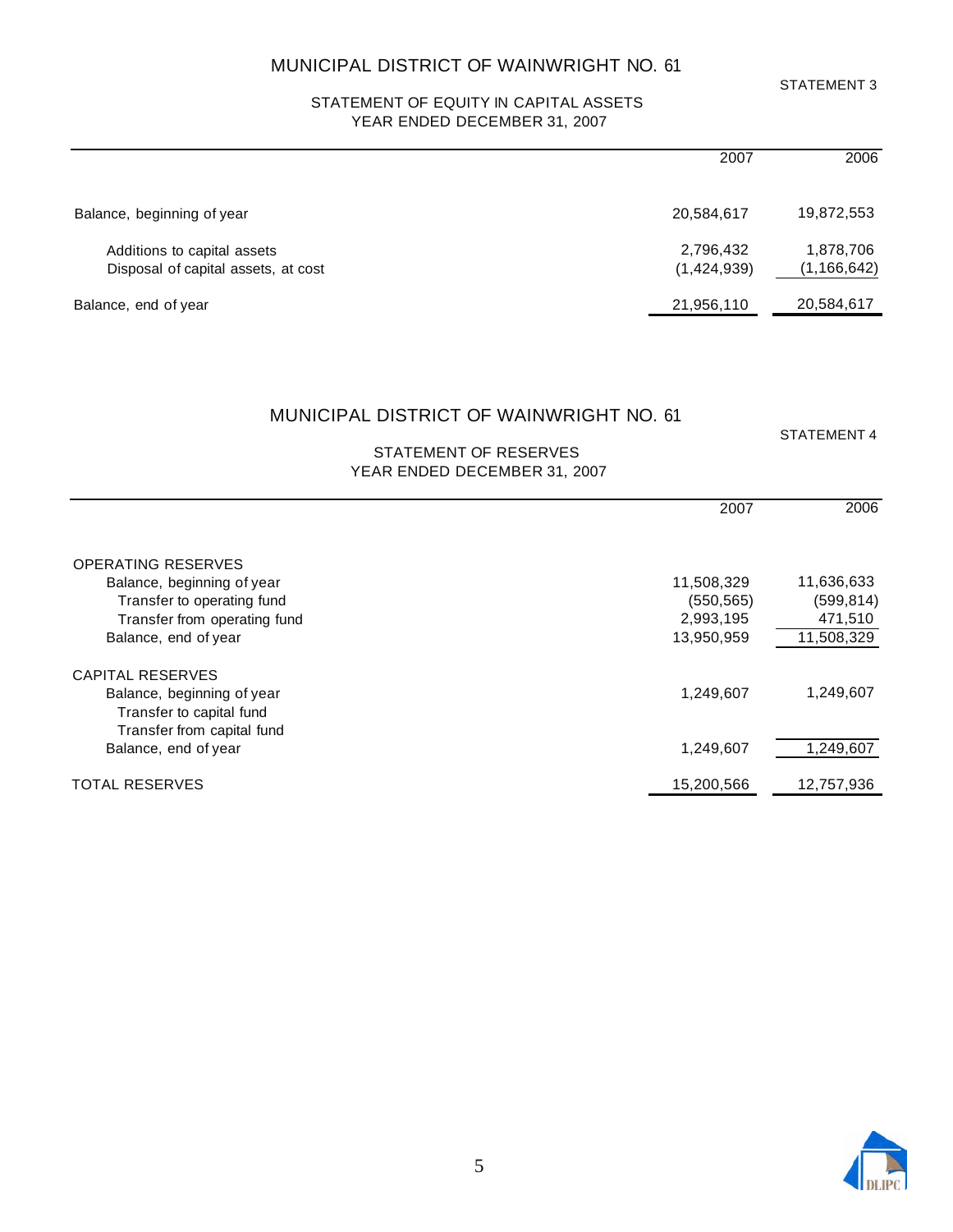# MUNICIPAL DISTRICT OF WAINWRIGHT NO. 61

STATEMENT 3

## STATEMENT OF EQUITY IN CAPITAL ASSETS
YEAR ENDED DECEMBER 31, 2007

| | 2007 | 2006 |
|---|---|---|
| Balance, beginning of year | 20,584,617 | 19,872,553 |
| Additions to capital assets | 2,796,432 | 1,878,706 |
| Disposal of capital assets, at cost | (1,424,939) | (1,166,642) |
| Balance, end of year | 21,956,110 | 20,584,617 |

# MUNICIPAL DISTRICT OF WAINWRIGHT NO. 61

STATEMENT 4

## STATEMENT OF RESERVES
YEAR ENDED DECEMBER 31, 2007

| | 2007 | 2006 |
|---|---|---|
| OPERATING RESERVES | | |
| Balance, beginning of year | 11,508,329 | 11,636,633 |
| Transfer to operating fund | (550,565) | (599,814) |
| Transfer from operating fund | 2,993,195 | 471,510 |
| Balance, end of year | 13,950,959 | 11,508,329 |
| CAPITAL RESERVES | | |
| Balance, beginning of year | 1,249,607 | 1,249,607 |
| Transfer to capital fund | | |
| Transfer from capital fund | | |
| Balance, end of year | 1,249,607 | 1,249,607 |
| TOTAL RESERVES | 15,200,566 | 12,757,936 |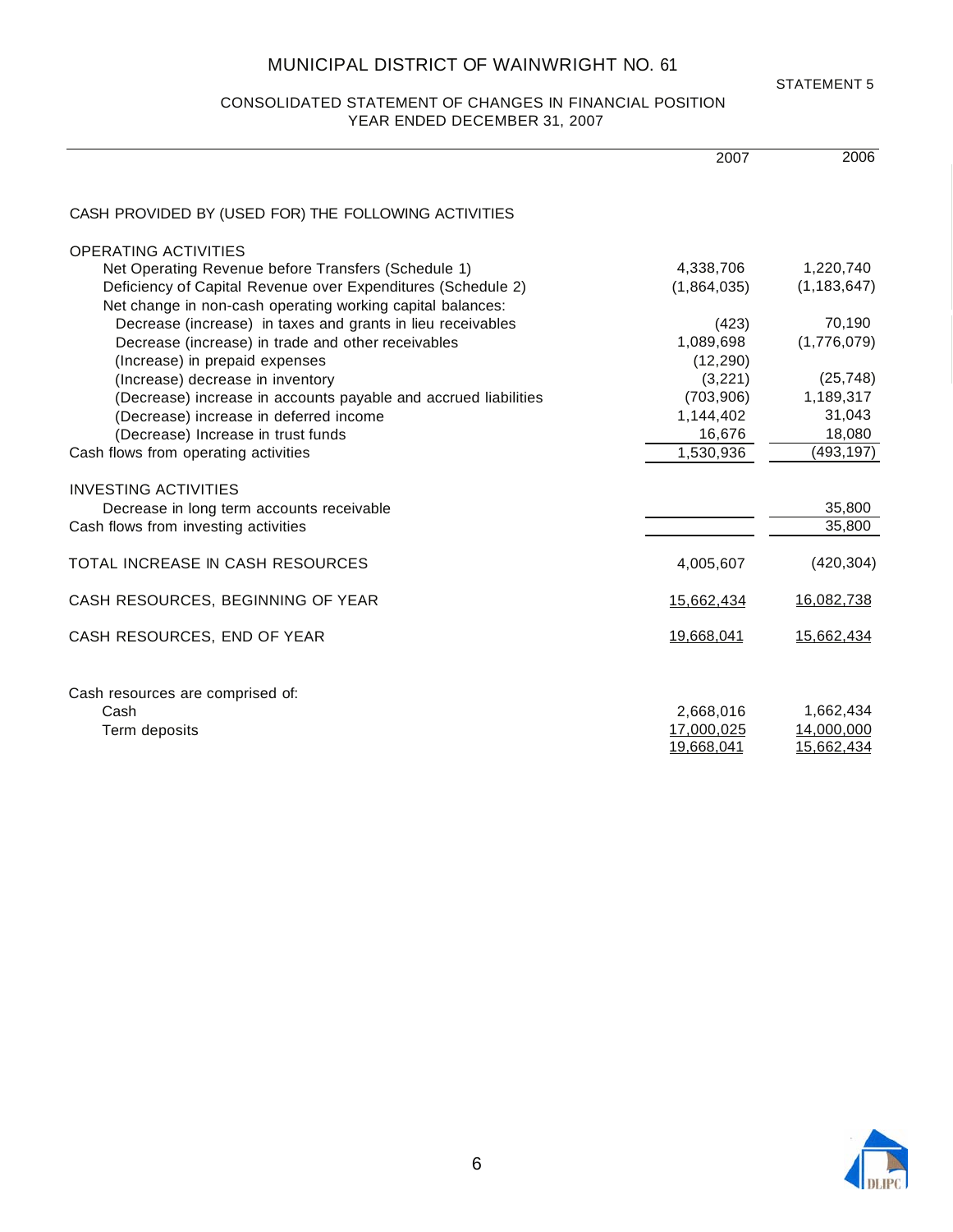# MUNICIPAL DISTRICT OF WAINWRIGHT NO. 61

STATEMENT 5

## CONSOLIDATED STATEMENT OF CHANGES IN FINANCIAL POSITION
YEAR ENDED DECEMBER 31, 2007

| | 2007 | 2006 |
|---|---|---|
| CASH PROVIDED BY (USED FOR) THE FOLLOWING ACTIVITIES | | |
| OPERATING ACTIVITIES | | |
| Net Operating Revenue before Transfers (Schedule 1) | 4,338,706 | 1,220,740 |
| Deficiency of Capital Revenue over Expenditures (Schedule 2) | (1,864,035) | (1,183,647) |
| Net change in non-cash operating working capital balances: | | |
| Decrease (increase) in taxes and grants in lieu receivables | (423) | 70,190 |
| Decrease (increase) in trade and other receivables | 1,089,698 | (1,776,079) |
| (Increase) in prepaid expenses | (12,290) | |
| (Increase) decrease in inventory | (3,221) | (25,748) |
| (Decrease) increase in accounts payable and accrued liabilities | (703,906) | 1,189,317 |
| (Decrease) increase in deferred income | 1,144,402 | 31,043 |
| (Decrease) Increase in trust funds | 16,676 | 18,080 |
| Cash flows from operating activities | 1,530,936 | (493,197) |
| INVESTING ACTIVITIES | | |
| Decrease in long term accounts receivable | | 35,800 |
| Cash flows from investing activities | | 35,800 |
| TOTAL INCREASE IN CASH RESOURCES | 4,005,607 | (420,304) |
| CASH RESOURCES, BEGINNING OF YEAR | 15,662,434 | 16,082,738 |
| CASH RESOURCES, END OF YEAR | 19,668,041 | 15,662,434 |
| Cash resources are comprised of: | | |
| Cash | 2,668,016 | 1,662,434 |
| Term deposits | 17,000,025 | 14,000,000 |
| | 19,668,041 | 15,662,434 |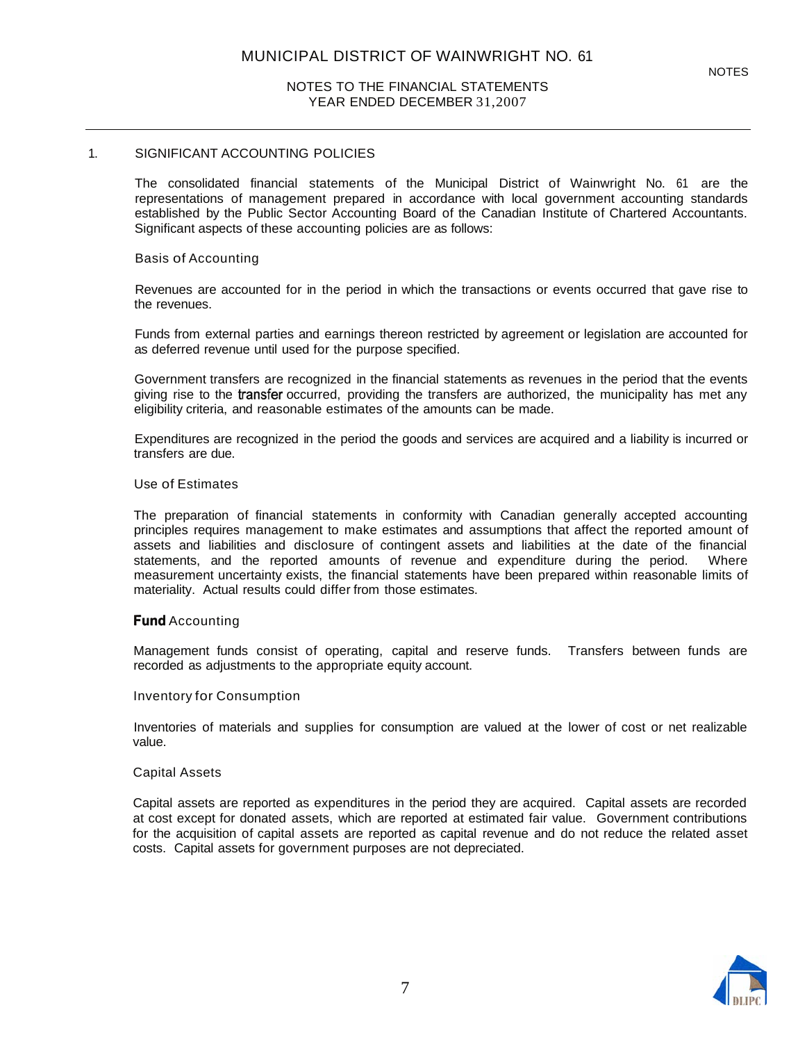# MUNICIPAL DISTRICT OF WAINWRIGHT NO. 61

NOTES

NOTES TO THE FINANCIAL STATEMENTS
YEAR ENDED DECEMBER 31,2007

## 1. SIGNIFICANT ACCOUNTING POLICIES

The consolidated financial statements of the Municipal District of Wainwright No. 61 are the representations of management prepared in accordance with local government accounting standards established by the Public Sector Accounting Board of the Canadian Institute of Chartered Accountants. Significant aspects of these accounting policies are as follows:

### Basis of Accounting

Revenues are accounted for in the period in which the transactions or events occurred that gave rise to the revenues.

Funds from external parties and earnings thereon restricted by agreement or legislation are accounted for as deferred revenue until used for the purpose specified.

Government transfers are recognized in the financial statements as revenues in the period that the events giving rise to the transfer occurred, providing the transfers are authorized, the municipality has met any eligibility criteria, and reasonable estimates of the amounts can be made.

Expenditures are recognized in the period the goods and services are acquired and a liability is incurred or transfers are due.

### Use of Estimates

The preparation of financial statements in conformity with Canadian generally accepted accounting principles requires management to make estimates and assumptions that affect the reported amount of assets and liabilities and disclosure of contingent assets and liabilities at the date of the financial statements, and the reported amounts of revenue and expenditure during the period. Where measurement uncertainty exists, the financial statements have been prepared within reasonable limits of materiality. Actual results could differ from those estimates.

### Fund Accounting

Management funds consist of operating, capital and reserve funds. Transfers between funds are recorded as adjustments to the appropriate equity account.

### Inventory for Consumption

Inventories of materials and supplies for consumption are valued at the lower of cost or net realizable value.

### Capital Assets

Capital assets are reported as expenditures in the period they are acquired. Capital assets are recorded at cost except for donated assets, which are reported at estimated fair value. Government contributions for the acquisition of capital assets are reported as capital revenue and do not reduce the related asset costs. Capital assets for government purposes are not depreciated.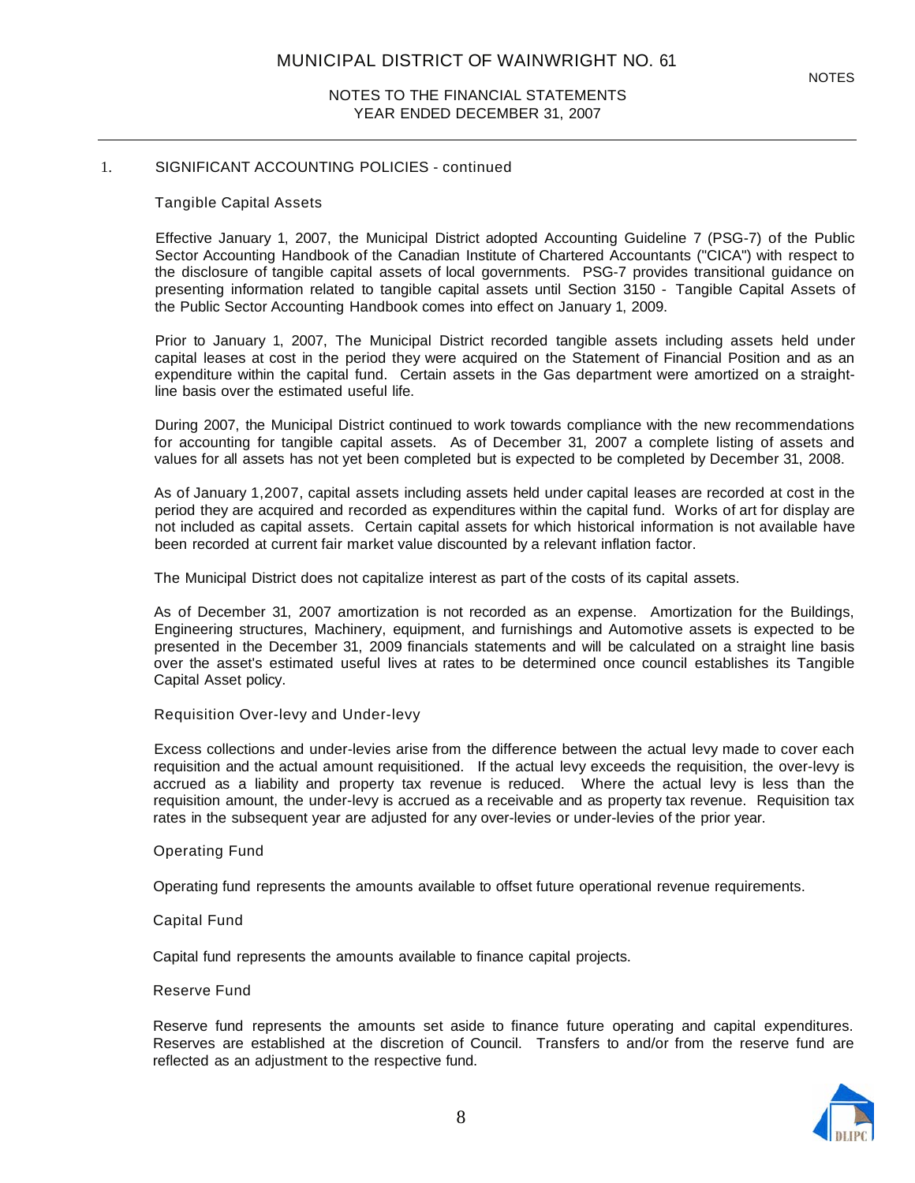# MUNICIPAL DISTRICT OF WAINWRIGHT NO. 61

NOTES TO THE FINANCIAL STATEMENTS
YEAR ENDED DECEMBER 31, 2007

## 1. SIGNIFICANT ACCOUNTING POLICIES - continued

### Tangible Capital Assets

Effective January 1, 2007, the Municipal District adopted Accounting Guideline 7 (PSG-7) of the Public Sector Accounting Handbook of the Canadian Institute of Chartered Accountants ("CICA") with respect to the disclosure of tangible capital assets of local governments. PSG-7 provides transitional guidance on presenting information related to tangible capital assets until Section 3150 - Tangible Capital Assets of the Public Sector Accounting Handbook comes into effect on January 1, 2009.

Prior to January 1, 2007, The Municipal District recorded tangible assets including assets held under capital leases at cost in the period they were acquired on the Statement of Financial Position and as an expenditure within the capital fund. Certain assets in the Gas department were amortized on a straight-line basis over the estimated useful life.

During 2007, the Municipal District continued to work towards compliance with the new recommendations for accounting for tangible capital assets. As of December 31, 2007 a complete listing of assets and values for all assets has not yet been completed but is expected to be completed by December 31, 2008.

As of January 1,2007, capital assets including assets held under capital leases are recorded at cost in the period they are acquired and recorded as expenditures within the capital fund. Works of art for display are not included as capital assets. Certain capital assets for which historical information is not available have been recorded at current fair market value discounted by a relevant inflation factor.

The Municipal District does not capitalize interest as part of the costs of its capital assets.

As of December 31, 2007 amortization is not recorded as an expense. Amortization for the Buildings, Engineering structures, Machinery, equipment, and furnishings and Automotive assets is expected to be presented in the December 31, 2009 financials statements and will be calculated on a straight line basis over the asset's estimated useful lives at rates to be determined once council establishes its Tangible Capital Asset policy.

### Requisition Over-levy and Under-levy

Excess collections and under-levies arise from the difference between the actual levy made to cover each requisition and the actual amount requisitioned. If the actual levy exceeds the requisition, the over-levy is accrued as a liability and property tax revenue is reduced. Where the actual levy is less than the requisition amount, the under-levy is accrued as a receivable and as property tax revenue. Requisition tax rates in the subsequent year are adjusted for any over-levies or under-levies of the prior year.

### Operating Fund

Operating fund represents the amounts available to offset future operational revenue requirements.

### Capital Fund

Capital fund represents the amounts available to finance capital projects.

### Reserve Fund

Reserve fund represents the amounts set aside to finance future operating and capital expenditures. Reserves are established at the discretion of Council. Transfers to and/or from the reserve fund are reflected as an adjustment to the respective fund.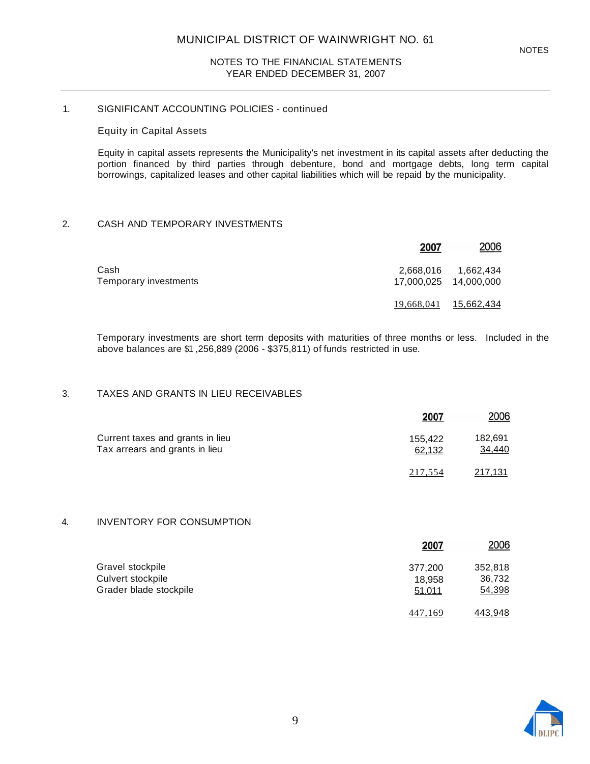# MUNICIPAL DISTRICT OF WAINWRIGHT NO. 61

NOTES TO THE FINANCIAL STATEMENTS
YEAR ENDED DECEMBER 31, 2007

## 1. SIGNIFICANT ACCOUNTING POLICIES - continued

### Equity in Capital Assets

Equity in capital assets represents the Municipality's net investment in its capital assets after deducting the portion financed by third parties through debenture, bond and mortgage debts, long term capital borrowings, capitalized leases and other capital liabilities which will be repaid by the municipality.

## 2. CASH AND TEMPORARY INVESTMENTS

| | **2007** | 2006 |
|---|---|---|
| Cash | 2,668,016 | 1,662,434 |
| Temporary investments | 17,000,025 | 14,000,000 |
| | 19,668,041 | 15,662,434 |

Temporary investments are short term deposits with maturities of three months or less. Included in the above balances are $1,256,889 (2006 - $375,811) of funds restricted in use.

## 3. TAXES AND GRANTS IN LIEU RECEIVABLES

| | **2007** | 2006 |
|---|---|---|
| Current taxes and grants in lieu | 155,422 | 182,691 |
| Tax arrears and grants in lieu | 62,132 | 34,440 |
| | 217,554 | 217,131 |

## 4. INVENTORY FOR CONSUMPTION

| | **2007** | 2006 |
|---|---|---|
| Gravel stockpile | 377,200 | 352,818 |
| Culvert stockpile | 18,958 | 36,732 |
| Grader blade stockpile | 51,011 | 54,398 |
| | 447,169 | 443,948 |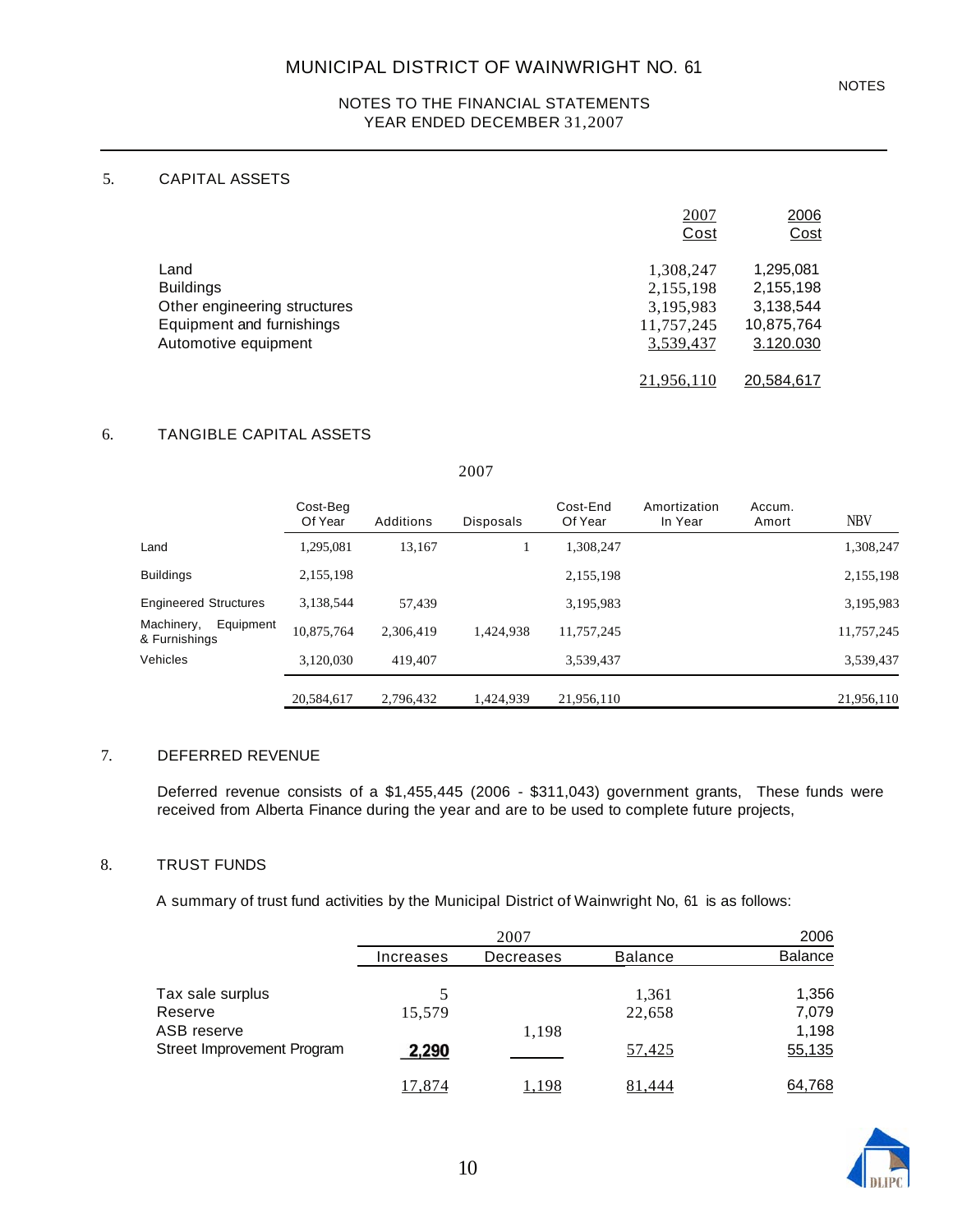# MUNICIPAL DISTRICT OF WAINWRIGHT NO. 61

NOTES

NOTES TO THE FINANCIAL STATEMENTS
YEAR ENDED DECEMBER 31,2007

## 5. CAPITAL ASSETS

| | 2007 Cost | 2006 Cost |
|---|---|---|
| Land | 1,308,247 | 1,295,081 |
| Buildings | 2,155,198 | 2,155,198 |
| Other engineering structures | 3,195,983 | 3,138,544 |
| Equipment and furnishings | 11,757,245 | 10,875,764 |
| Automotive equipment | 3,539,437 | 3.120.030 |
| | 21,956,110 | 20,584,617 |

## 6. TANGIBLE CAPITAL ASSETS

2007

| | Cost-Beg Of Year | Additions | Disposals | Cost-End Of Year | Amortization In Year | Accum. Amort | NBV |
|---|---|---|---|---|---|---|---|
| Land | 1,295,081 | 13,167 | 1 | 1,308,247 | | | 1,308,247 |
| Buildings | 2,155,198 | | | 2,155,198 | | | 2,155,198 |
| Engineered Structures | 3,138,544 | 57,439 | | 3,195,983 | | | 3,195,983 |
| Machinery, Equipment & Furnishings | 10,875,764 | 2,306,419 | 1,424,938 | 11,757,245 | | | 11,757,245 |
| Vehicles | 3,120,030 | 419,407 | | 3,539,437 | | | 3,539,437 |
| | 20,584,617 | 2,796,432 | 1,424,939 | 21,956,110 | | | 21,956,110 |

## 7. DEFERRED REVENUE

Deferred revenue consists of a $1,455,445 (2006 - $311,043) government grants, These funds were received from Alberta Finance during the year and are to be used to complete future projects,

## 8. TRUST FUNDS

A summary of trust fund activities by the Municipal District of Wainwright No, 61 is as follows:

| | 2007 | | | 2006 |
|---|---|---|---|---|
| | Increases | Decreases | Balance | Balance |
| Tax sale surplus | 5 | | 1,361 | 1,356 |
| Reserve | 15,579 | | 22,658 | 7,079 |
| ASB reserve | | 1,198 | | 1,198 |
| Street Improvement Program | **2,290** | | 57,425 | 55,135 |
| | 17,874 | 1,198 | 81,444 | 64,768 |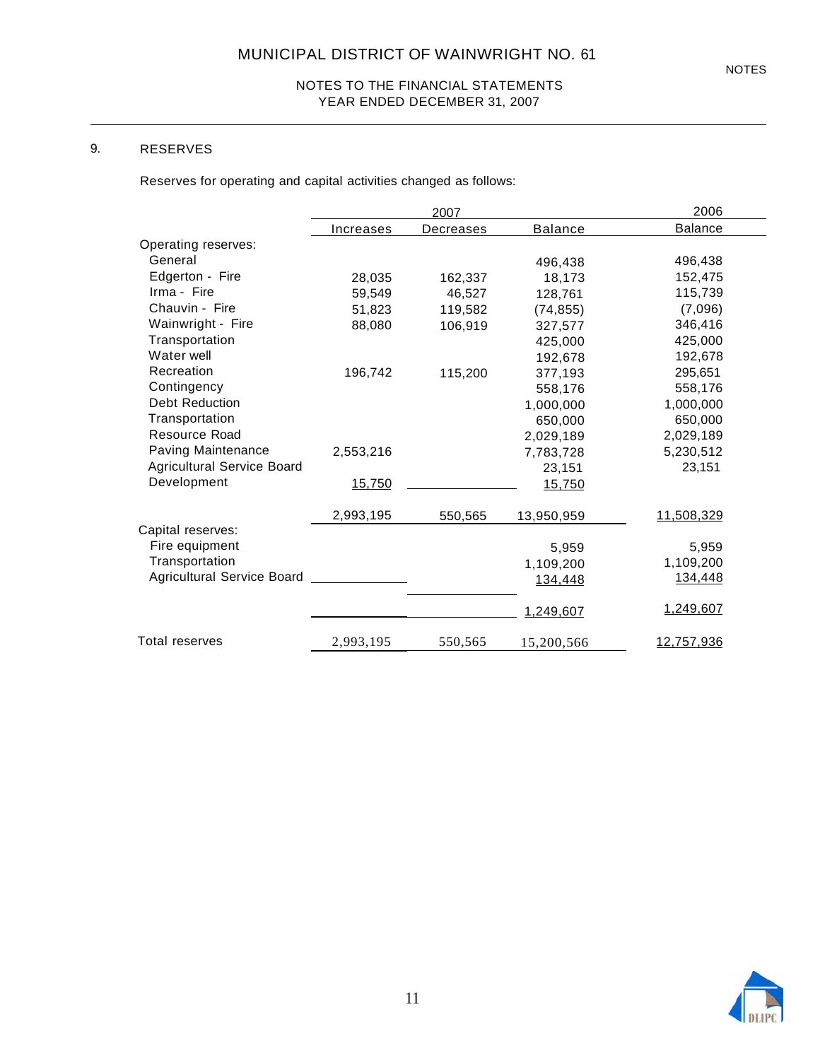## 9. RESERVES

Reserves for operating and capital activities changed as follows:

| | 2007 | | | 2006 |
|---|---|---|---|---|
| | Increases | Decreases | Balance | Balance |
| **Operating reserves:** | | | | |
| General | | | 496,438 | 496,438 |
| Edgerton - Fire | 28,035 | 162,337 | 18,173 | 152,475 |
| Irma - Fire | 59,549 | 46,527 | 128,761 | 115,739 |
| Chauvin - Fire | 51,823 | 119,582 | (74,855) | (7,096) |
| Wainwright - Fire | 88,080 | 106,919 | 327,577 | 346,416 |
| Transportation | | | 425,000 | 425,000 |
| Water well | | | 192,678 | 192,678 |
| Recreation | 196,742 | 115,200 | 377,193 | 295,651 |
| Contingency | | | 558,176 | 558,176 |
| Debt Reduction | | | 1,000,000 | 1,000,000 |
| Transportation | | | 650,000 | 650,000 |
| Resource Road | | | 2,029,189 | 2,029,189 |
| Paving Maintenance | 2,553,216 | | 7,783,728 | 5,230,512 |
| Agricultural Service Board | | | 23,151 | 23,151 |
| Development | 15,750 | | 15,750 | |
| | 2,993,195 | 550,565 | 13,950,959 | 11,508,329 |
| **Capital reserves:** | | | | |
| Fire equipment | | | 5,959 | 5,959 |
| Transportation | | | 1,109,200 | 1,109,200 |
| Agricultural Service Board | | | 134,448 | 134,448 |
| | | | 1,249,607 | 1,249,607 |
| **Total reserves** | 2,993,195 | 550,565 | 15,200,566 | 12,757,936 |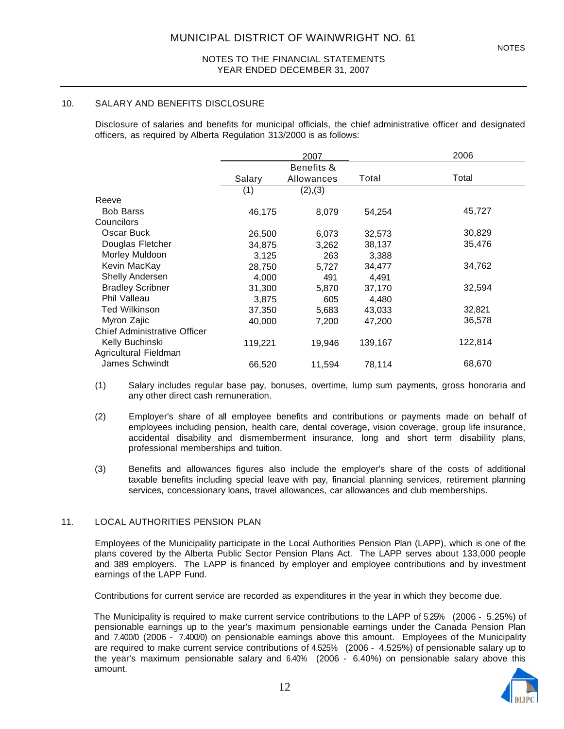# MUNICIPAL DISTRICT OF WAINWRIGHT NO. 61

NOTES TO THE FINANCIAL STATEMENTS
YEAR ENDED DECEMBER 31, 2007

## 10. SALARY AND BENEFITS DISCLOSURE

Disclosure of salaries and benefits for municipal officials, the chief administrative officer and designated officers, as required by Alberta Regulation 313/2000 is as follows:

| | 2007 | | | 2006 |
|---|---|---|---|---|
| | Salary | Benefits & Allowances | Total | Total |
| | (1) | (2),(3) | | |
| Reeve | | | | |
| Bob Barss | 46,175 | 8,079 | 54,254 | 45,727 |
| Councilors | | | | |
| Oscar Buck | 26,500 | 6,073 | 32,573 | 30,829 |
| Douglas Fletcher | 34,875 | 3,262 | 38,137 | 35,476 |
| Morley Muldoon | 3,125 | 263 | 3,388 | |
| Kevin MacKay | 28,750 | 5,727 | 34,477 | 34,762 |
| Shelly Andersen | 4,000 | 491 | 4,491 | |
| Bradley Scribner | 31,300 | 5,870 | 37,170 | 32,594 |
| Phil Valleau | 3,875 | 605 | 4,480 | |
| Ted Wilkinson | 37,350 | 5,683 | 43,033 | 32,821 |
| Myron Zajic | 40,000 | 7,200 | 47,200 | 36,578 |
| Chief Administrative Officer | | | | |
| Kelly Buchinski | 119,221 | 19,946 | 139,167 | 122,814 |
| Agricultural Fieldman | | | | |
| James Schwindt | 66,520 | 11,594 | 78,114 | 68,670 |

(1) Salary includes regular base pay, bonuses, overtime, lump sum payments, gross honoraria and any other direct cash remuneration.

(2) Employer's share of all employee benefits and contributions or payments made on behalf of employees including pension, health care, dental coverage, vision coverage, group life insurance, accidental disability and dismemberment insurance, long and short term disability plans, professional memberships and tuition.

(3) Benefits and allowances figures also include the employer's share of the costs of additional taxable benefits including special leave with pay, financial planning services, retirement planning services, concessionary loans, travel allowances, car allowances and club memberships.

## 11. LOCAL AUTHORITIES PENSION PLAN

Employees of the Municipality participate in the Local Authorities Pension Plan (LAPP), which is one of the plans covered by the Alberta Public Sector Pension Plans Act. The LAPP serves about 133,000 people and 389 employers. The LAPP is financed by employer and employee contributions and by investment earnings of the LAPP Fund.

Contributions for current service are recorded as expenditures in the year in which they become due.

The Municipality is required to make current service contributions to the LAPP of 5.25% (2006 - 5.25%) of pensionable earnings up to the year's maximum pensionable earnings under the Canada Pension Plan and 7.400/0 (2006 - 7.400/0) on pensionable earnings above this amount. Employees of the Municipality are required to make current service contributions of 4.525% (2006 - 4.525%) of pensionable salary up to the year's maximum pensionable salary and 6.40% (2006 - 6.40%) on pensionable salary above this amount.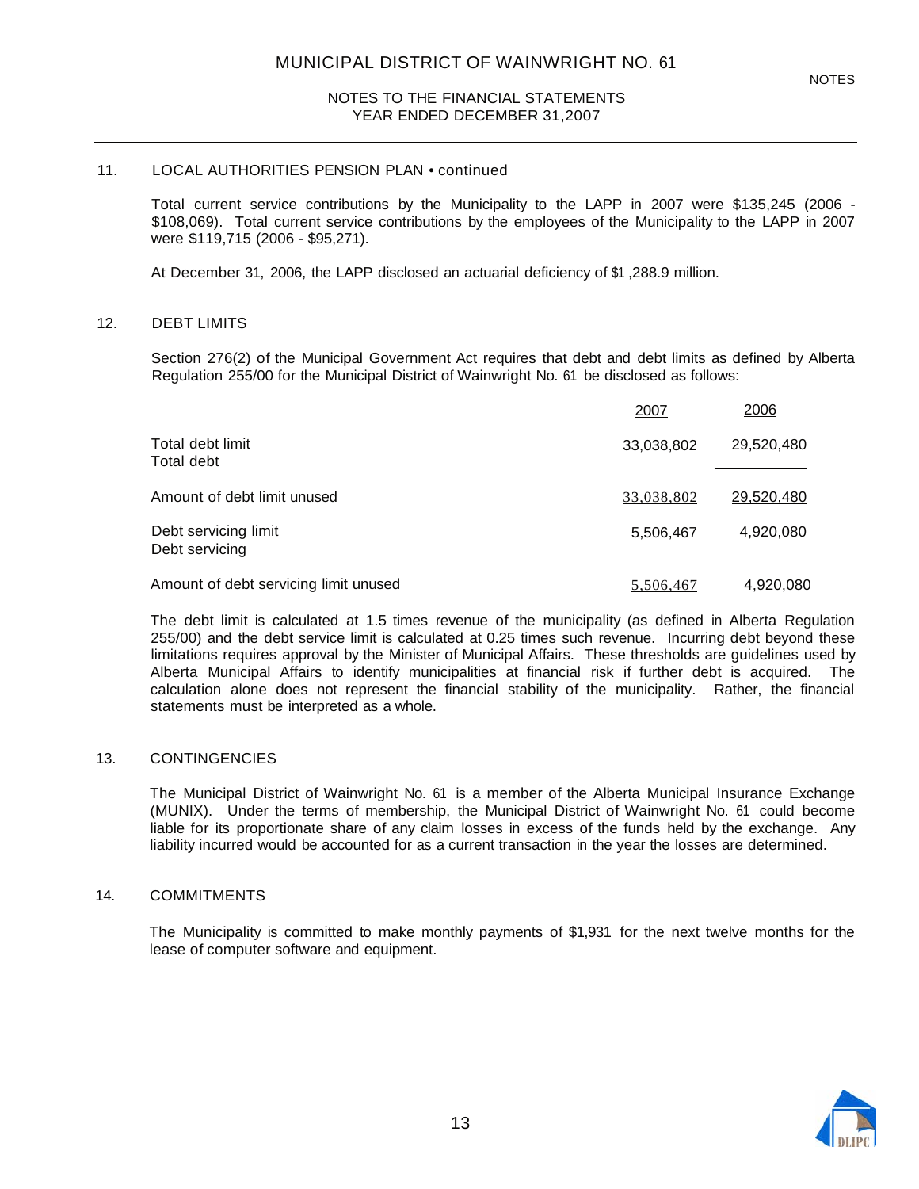# MUNICIPAL DISTRICT OF WAINWRIGHT NO. 61

NOTES TO THE FINANCIAL STATEMENTS
YEAR ENDED DECEMBER 31,2007

## 11. LOCAL AUTHORITIES PENSION PLAN • continued

Total current service contributions by the Municipality to the LAPP in 2007 were $135,245 (2006 - $108,069). Total current service contributions by the employees of the Municipality to the LAPP in 2007 were $119,715 (2006 - $95,271).

At December 31, 2006, the LAPP disclosed an actuarial deficiency of $1,288.9 million.

## 12. DEBT LIMITS

Section 276(2) of the Municipal Government Act requires that debt and debt limits as defined by Alberta Regulation 255/00 for the Municipal District of Wainwright No. 61 be disclosed as follows:

| | 2007 | 2006 |
|---|---|---|
| Total debt limit | 33,038,802 | 29,520,480 |
| Total debt | | |
| Amount of debt limit unused | 33,038,802 | 29,520,480 |
| Debt servicing limit | 5,506,467 | 4,920,080 |
| Debt servicing | | |
| Amount of debt servicing limit unused | 5,506,467 | 4,920,080 |

The debt limit is calculated at 1.5 times revenue of the municipality (as defined in Alberta Regulation 255/00) and the debt service limit is calculated at 0.25 times such revenue. Incurring debt beyond these limitations requires approval by the Minister of Municipal Affairs. These thresholds are guidelines used by Alberta Municipal Affairs to identify municipalities at financial risk if further debt is acquired. The calculation alone does not represent the financial stability of the municipality. Rather, the financial statements must be interpreted as a whole.

## 13. CONTINGENCIES

The Municipal District of Wainwright No. 61 is a member of the Alberta Municipal Insurance Exchange (MUNIX). Under the terms of membership, the Municipal District of Wainwright No. 61 could become liable for its proportionate share of any claim losses in excess of the funds held by the exchange. Any liability incurred would be accounted for as a current transaction in the year the losses are determined.

## 14. COMMITMENTS

The Municipality is committed to make monthly payments of $1,931 for the next twelve months for the lease of computer software and equipment.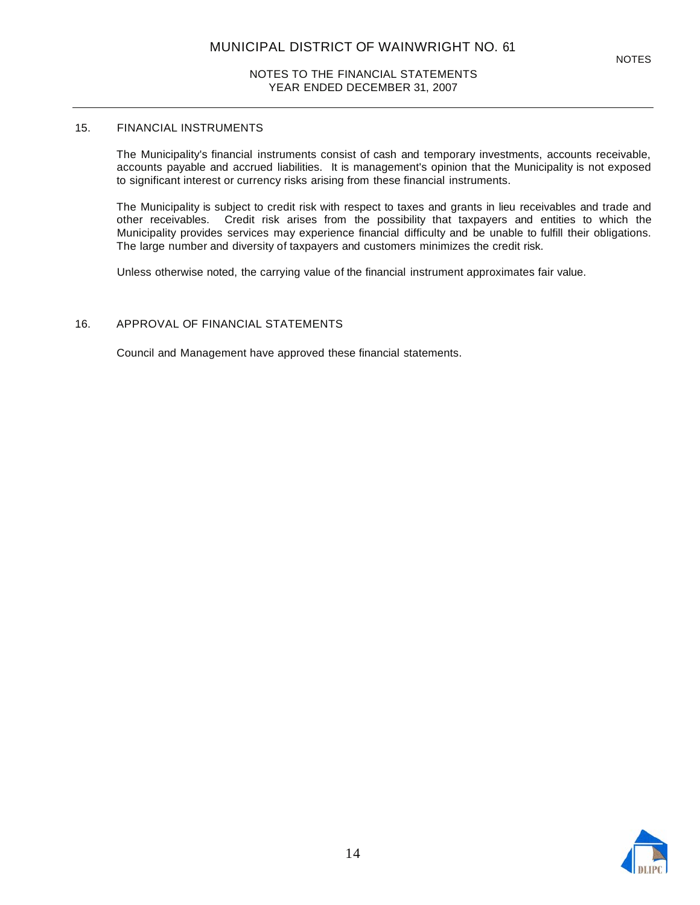## 15. FINANCIAL INSTRUMENTS

The Municipality's financial instruments consist of cash and temporary investments, accounts receivable, accounts payable and accrued liabilities. It is management's opinion that the Municipality is not exposed to significant interest or currency risks arising from these financial instruments.

The Municipality is subject to credit risk with respect to taxes and grants in lieu receivables and trade and other receivables. Credit risk arises from the possibility that taxpayers and entities to which the Municipality provides services may experience financial difficulty and be unable to fulfill their obligations. The large number and diversity of taxpayers and customers minimizes the credit risk.

Unless otherwise noted, the carrying value of the financial instrument approximates fair value.

## 16. APPROVAL OF FINANCIAL STATEMENTS

Council and Management have approved these financial statements.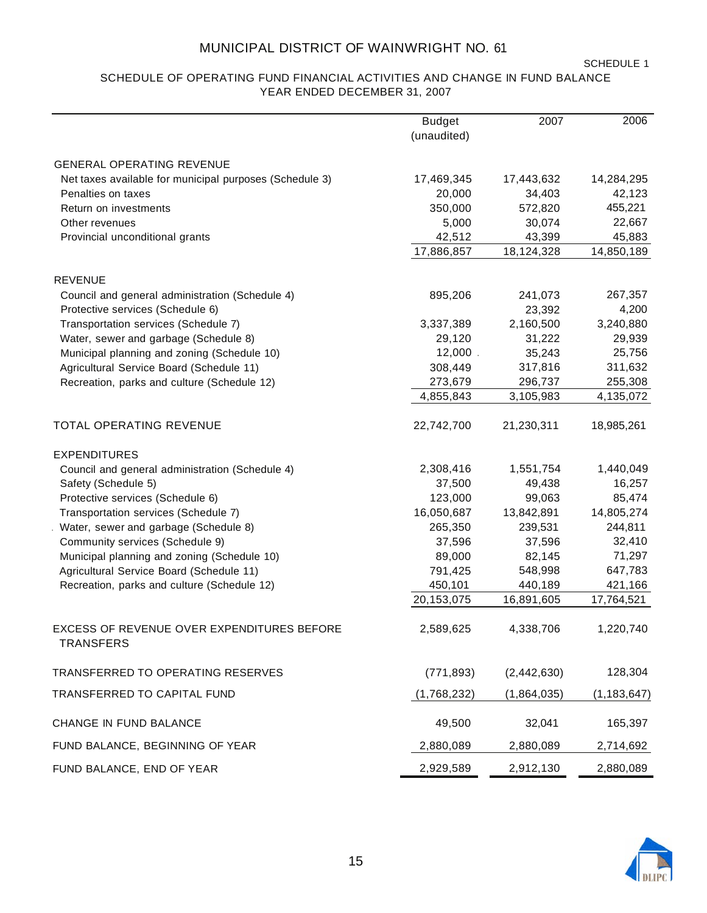# MUNICIPAL DISTRICT OF WAINWRIGHT NO. 61

SCHEDULE 1

## SCHEDULE OF OPERATING FUND FINANCIAL ACTIVITIES AND CHANGE IN FUND BALANCE
## YEAR ENDED DECEMBER 31, 2007

| | Budget (unaudited) | 2007 | 2006 |
|---|---|---|---|
| **GENERAL OPERATING REVENUE** | | | |
| Net taxes available for municipal purposes (Schedule 3) | 17,469,345 | 17,443,632 | 14,284,295 |
| Penalties on taxes | 20,000 | 34,403 | 42,123 |
| Return on investments | 350,000 | 572,820 | 455,221 |
| Other revenues | 5,000 | 30,074 | 22,667 |
| Provincial unconditional grants | 42,512 | 43,399 | 45,883 |
| | 17,886,857 | 18,124,328 | 14,850,189 |
| **REVENUE** | | | |
| Council and general administration (Schedule 4) | 895,206 | 241,073 | 267,357 |
| Protective services (Schedule 6) | | 23,392 | 4,200 |
| Transportation services (Schedule 7) | 3,337,389 | 2,160,500 | 3,240,880 |
| Water, sewer and garbage (Schedule 8) | 29,120 | 31,222 | 29,939 |
| Municipal planning and zoning (Schedule 10) | 12,000 | 35,243 | 25,756 |
| Agricultural Service Board (Schedule 11) | 308,449 | 317,816 | 311,632 |
| Recreation, parks and culture (Schedule 12) | 273,679 | 296,737 | 255,308 |
| | 4,855,843 | 3,105,983 | 4,135,072 |
| **TOTAL OPERATING REVENUE** | 22,742,700 | 21,230,311 | 18,985,261 |
| **EXPENDITURES** | | | |
| Council and general administration (Schedule 4) | 2,308,416 | 1,551,754 | 1,440,049 |
| Safety (Schedule 5) | 37,500 | 49,438 | 16,257 |
| Protective services (Schedule 6) | 123,000 | 99,063 | 85,474 |
| Transportation services (Schedule 7) | 16,050,687 | 13,842,891 | 14,805,274 |
| Water, sewer and garbage (Schedule 8) | 265,350 | 239,531 | 244,811 |
| Community services (Schedule 9) | 37,596 | 37,596 | 32,410 |
| Municipal planning and zoning (Schedule 10) | 89,000 | 82,145 | 71,297 |
| Agricultural Service Board (Schedule 11) | 791,425 | 548,998 | 647,783 |
| Recreation, parks and culture (Schedule 12) | 450,101 | 440,189 | 421,166 |
| | 20,153,075 | 16,891,605 | 17,764,521 |
| **EXCESS OF REVENUE OVER EXPENDITURES BEFORE TRANSFERS** | 2,589,625 | 4,338,706 | 1,220,740 |
| **TRANSFERRED TO OPERATING RESERVES** | (771,893) | (2,442,630) | 128,304 |
| **TRANSFERRED TO CAPITAL FUND** | (1,768,232) | (1,864,035) | (1,183,647) |
| **CHANGE IN FUND BALANCE** | 49,500 | 32,041 | 165,397 |
| **FUND BALANCE, BEGINNING OF YEAR** | 2,880,089 | 2,880,089 | 2,714,692 |
| **FUND BALANCE, END OF YEAR** | 2,929,589 | 2,912,130 | 2,880,089 |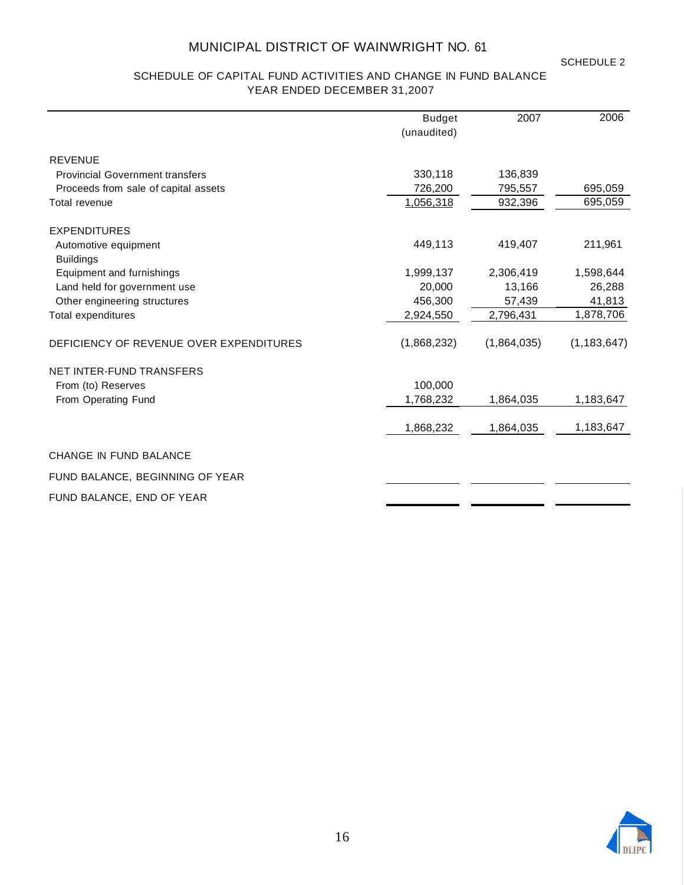# MUNICIPAL DISTRICT OF WAINWRIGHT NO. 61

SCHEDULE 2

## SCHEDULE OF CAPITAL FUND ACTIVITIES AND CHANGE IN FUND BALANCE
YEAR ENDED DECEMBER 31,2007

| | Budget (unaudited) | 2007 | 2006 |
|---|---|---|---|
| **REVENUE** | | | |
| Provincial Government transfers | 330,118 | 136,839 | |
| Proceeds from sale of capital assets | 726,200 | 795,557 | 695,059 |
| Total revenue | 1,056,318 | 932,396 | 695,059 |
| **EXPENDITURES** | | | |
| Automotive equipment | 449,113 | 419,407 | 211,961 |
| Buildings | | | |
| Equipment and furnishings | 1,999,137 | 2,306,419 | 1,598,644 |
| Land held for government use | 20,000 | 13,166 | 26,288 |
| Other engineering structures | 456,300 | 57,439 | 41,813 |
| Total expenditures | 2,924,550 | 2,796,431 | 1,878,706 |
| DEFICIENCY OF REVENUE OVER EXPENDITURES | (1,868,232) | (1,864,035) | (1,183,647) |
| **NET INTER-FUND TRANSFERS** | | | |
| From (to) Reserves | 100,000 | | |
| From Operating Fund | 1,768,232 | 1,864,035 | 1,183,647 |
| | 1,868,232 | 1,864,035 | 1,183,647 |
| CHANGE IN FUND BALANCE | | | |
| FUND BALANCE, BEGINNING OF YEAR | | | |
| FUND BALANCE, END OF YEAR | | | |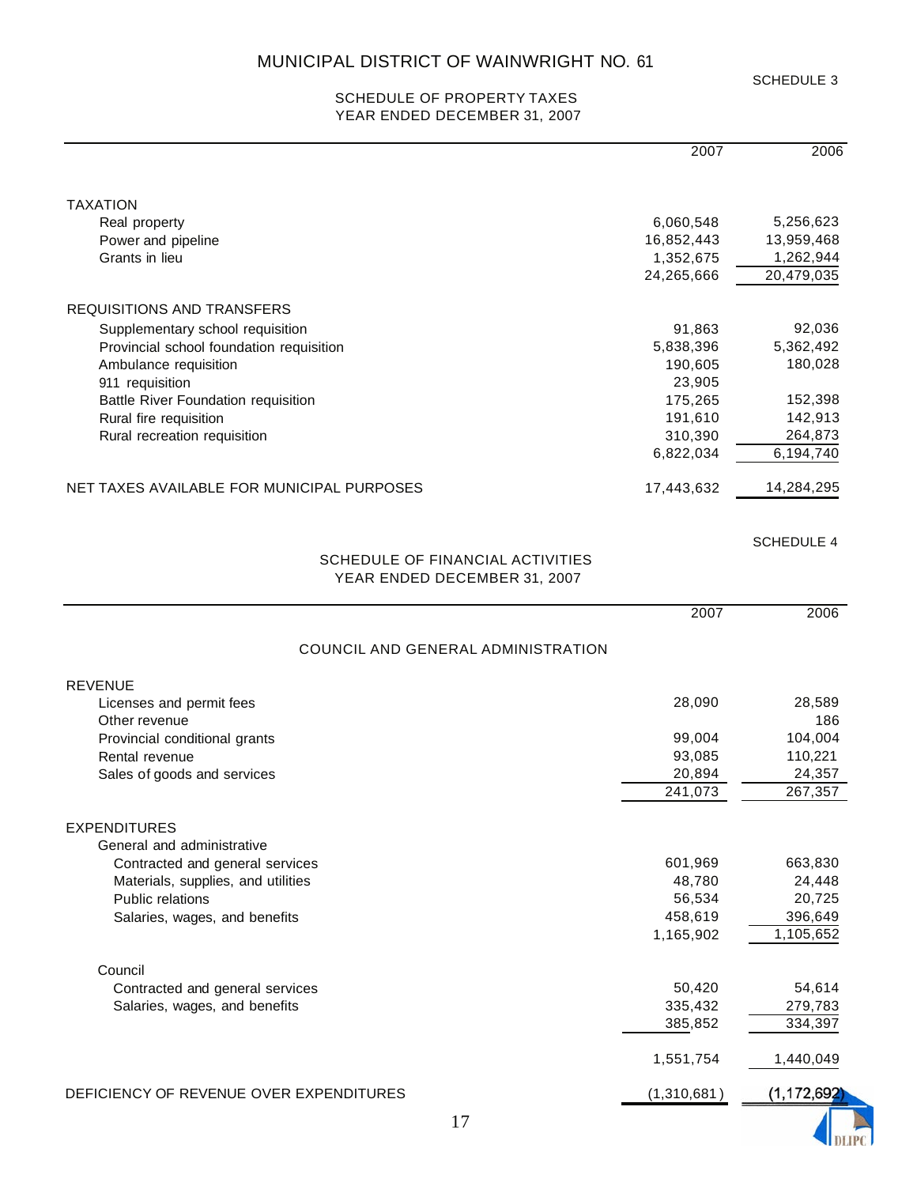# MUNICIPAL DISTRICT OF WAINWRIGHT NO. 61

SCHEDULE 3

## SCHEDULE OF PROPERTY TAXES
### YEAR ENDED DECEMBER 31, 2007

| | 2007 | 2006 |
|---|---|---|
| **TAXATION** | | |
| Real property | 6,060,548 | 5,256,623 |
| Power and pipeline | 16,852,443 | 13,959,468 |
| Grants in lieu | 1,352,675 | 1,262,944 |
| | 24,265,666 | 20,479,035 |
| **REQUISITIONS AND TRANSFERS** | | |
| Supplementary school requisition | 91,863 | 92,036 |
| Provincial school foundation requisition | 5,838,396 | 5,362,492 |
| Ambulance requisition | 190,605 | 180,028 |
| 911 requisition | 23,905 | |
| Battle River Foundation requisition | 175,265 | 152,398 |
| Rural fire requisition | 191,610 | 142,913 |
| Rural recreation requisition | 310,390 | 264,873 |
| | 6,822,034 | 6,194,740 |
| **NET TAXES AVAILABLE FOR MUNICIPAL PURPOSES** | 17,443,632 | 14,284,295 |

SCHEDULE 4

## SCHEDULE OF FINANCIAL ACTIVITIES
### YEAR ENDED DECEMBER 31, 2007

| | 2007 | 2006 |
|---|---|---|
| **COUNCIL AND GENERAL ADMINISTRATION** | | |
| **REVENUE** | | |
| Licenses and permit fees | 28,090 | 28,589 |
| Other revenue | | 186 |
| Provincial conditional grants | 99,004 | 104,004 |
| Rental revenue | 93,085 | 110,221 |
| Sales of goods and services | 20,894 | 24,357 |
| | 241,073 | 267,357 |
| **EXPENDITURES** | | |
| General and administrative | | |
| Contracted and general services | 601,969 | 663,830 |
| Materials, supplies, and utilities | 48,780 | 24,448 |
| Public relations | 56,534 | 20,725 |
| Salaries, wages, and benefits | 458,619 | 396,649 |
| | 1,165,902 | 1,105,652 |
| Council | | |
| Contracted and general services | 50,420 | 54,614 |
| Salaries, wages, and benefits | 335,432 | 279,783 |
| | 385,852 | 334,397 |
| | 1,551,754 | 1,440,049 |
| **DEFICIENCY OF REVENUE OVER EXPENDITURES** | (1,310,681) | (1,172,692) |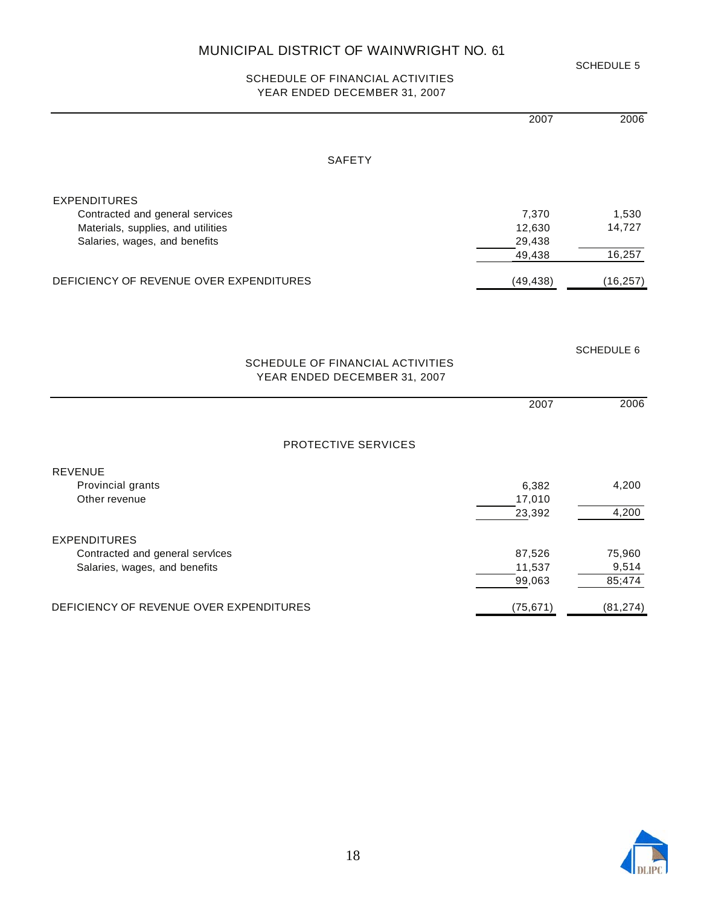# MUNICIPAL DISTRICT OF WAINWRIGHT NO. 61

SCHEDULE 5

## SCHEDULE OF FINANCIAL ACTIVITIES
YEAR ENDED DECEMBER 31, 2007

### SAFETY

| | 2007 | 2006 |
|---|---|---|
| **EXPENDITURES** | | |
| Contracted and general services | 7,370 | 1,530 |
| Materials, supplies, and utilities | 12,630 | 14,727 |
| Salaries, wages, and benefits | 29,438 | |
| | 49,438 | 16,257 |
| DEFICIENCY OF REVENUE OVER EXPENDITURES | (49,438) | (16,257) |

SCHEDULE 6

## SCHEDULE OF FINANCIAL ACTIVITIES
YEAR ENDED DECEMBER 31, 2007

### PROTECTIVE SERVICES

| | 2007 | 2006 |
|---|---|---|
| **REVENUE** | | |
| Provincial grants | 6,382 | 4,200 |
| Other revenue | 17,010 | |
| | 23,392 | 4,200 |
| **EXPENDITURES** | | |
| Contracted and general services | 87,526 | 75,960 |
| Salaries, wages, and benefits | 11,537 | 9,514 |
| | 99,063 | 85;474 |
| DEFICIENCY OF REVENUE OVER EXPENDITURES | (75,671) | (81,274) |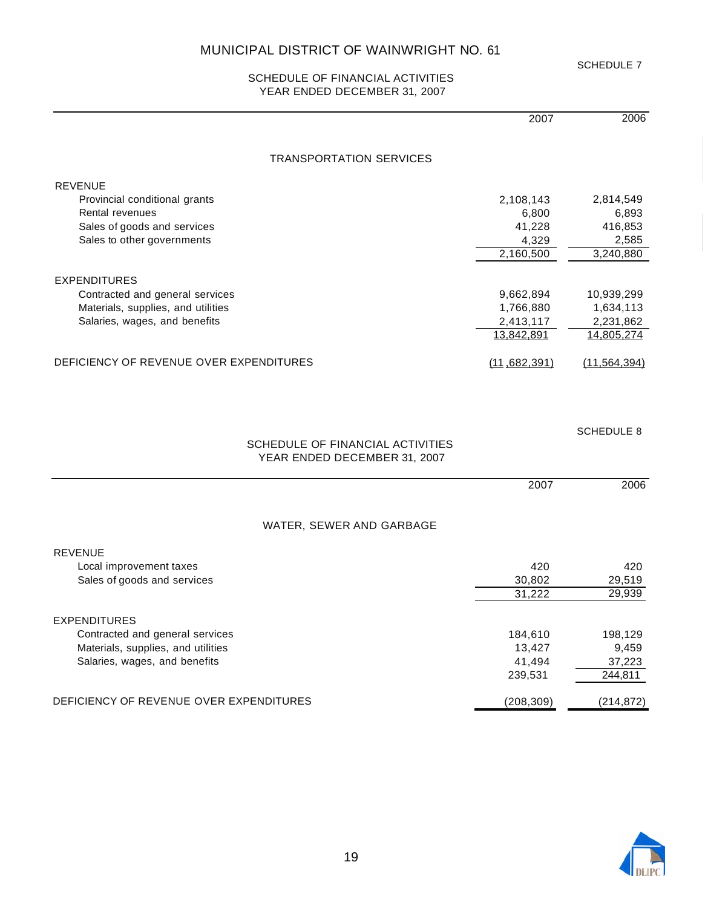# MUNICIPAL DISTRICT OF WAINWRIGHT NO. 61

SCHEDULE 7

## SCHEDULE OF FINANCIAL ACTIVITIES
### YEAR ENDED DECEMBER 31, 2007

| | 2007 | 2006 |
|---|---|---|
| **TRANSPORTATION SERVICES** | | |
| REVENUE | | |
| Provincial conditional grants | 2,108,143 | 2,814,549 |
| Rental revenues | 6,800 | 6,893 |
| Sales of goods and services | 41,228 | 416,853 |
| Sales to other governments | 4,329 | 2,585 |
| | 2,160,500 | 3,240,880 |
| EXPENDITURES | | |
| Contracted and general services | 9,662,894 | 10,939,299 |
| Materials, supplies, and utilities | 1,766,880 | 1,634,113 |
| Salaries, wages, and benefits | 2,413,117 | 2,231,862 |
| | 13,842,891 | 14,805,274 |
| DEFICIENCY OF REVENUE OVER EXPENDITURES | (11,682,391) | (11,564,394) |

SCHEDULE 8

## SCHEDULE OF FINANCIAL ACTIVITIES
### YEAR ENDED DECEMBER 31, 2007

| | 2007 | 2006 |
|---|---|---|
| **WATER, SEWER AND GARBAGE** | | |
| REVENUE | | |
| Local improvement taxes | 420 | 420 |
| Sales of goods and services | 30,802 | 29,519 |
| | 31,222 | 29,939 |
| EXPENDITURES | | |
| Contracted and general services | 184,610 | 198,129 |
| Materials, supplies, and utilities | 13,427 | 9,459 |
| Salaries, wages, and benefits | 41,494 | 37,223 |
| | 239,531 | 244,811 |
| DEFICIENCY OF REVENUE OVER EXPENDITURES | (208,309) | (214,872) |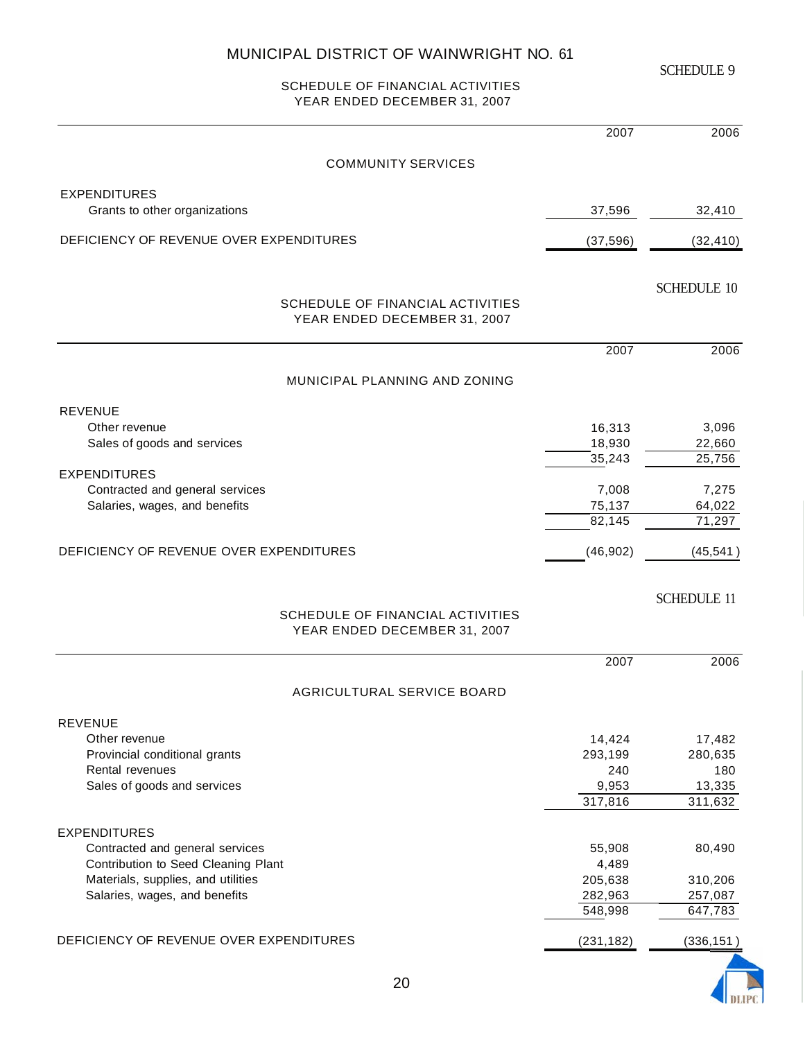# MUNICIPAL DISTRICT OF WAINWRIGHT NO. 61

SCHEDULE 9

## SCHEDULE OF FINANCIAL ACTIVITIES
## YEAR ENDED DECEMBER 31, 2007

| | 2007 | 2006 |
|---|---|---|
| **COMMUNITY SERVICES** | | |
| EXPENDITURES | | |
| Grants to other organizations | 37,596 | 32,410 |
| DEFICIENCY OF REVENUE OVER EXPENDITURES | (37,596) | (32,410) |

SCHEDULE 10

## SCHEDULE OF FINANCIAL ACTIVITIES
## YEAR ENDED DECEMBER 31, 2007

| | 2007 | 2006 |
|---|---|---|
| **MUNICIPAL PLANNING AND ZONING** | | |
| REVENUE | | |
| Other revenue | 16,313 | 3,096 |
| Sales of goods and services | 18,930 | 22,660 |
| | 35,243 | 25,756 |
| EXPENDITURES | | |
| Contracted and general services | 7,008 | 7,275 |
| Salaries, wages, and benefits | 75,137 | 64,022 |
| | 82,145 | 71,297 |
| DEFICIENCY OF REVENUE OVER EXPENDITURES | (46,902) | (45,541) |

SCHEDULE 11

## SCHEDULE OF FINANCIAL ACTIVITIES
## YEAR ENDED DECEMBER 31, 2007

| | 2007 | 2006 |
|---|---|---|
| **AGRICULTURAL SERVICE BOARD** | | |
| REVENUE | | |
| Other revenue | 14,424 | 17,482 |
| Provincial conditional grants | 293,199 | 280,635 |
| Rental revenues | 240 | 180 |
| Sales of goods and services | 9,953 | 13,335 |
| | 317,816 | 311,632 |
| EXPENDITURES | | |
| Contracted and general services | 55,908 | 80,490 |
| Contribution to Seed Cleaning Plant | 4,489 | |
| Materials, supplies, and utilities | 205,638 | 310,206 |
| Salaries, wages, and benefits | 282,963 | 257,087 |
| | 548,998 | 647,783 |
| DEFICIENCY OF REVENUE OVER EXPENDITURES | (231,182) | (336,151) |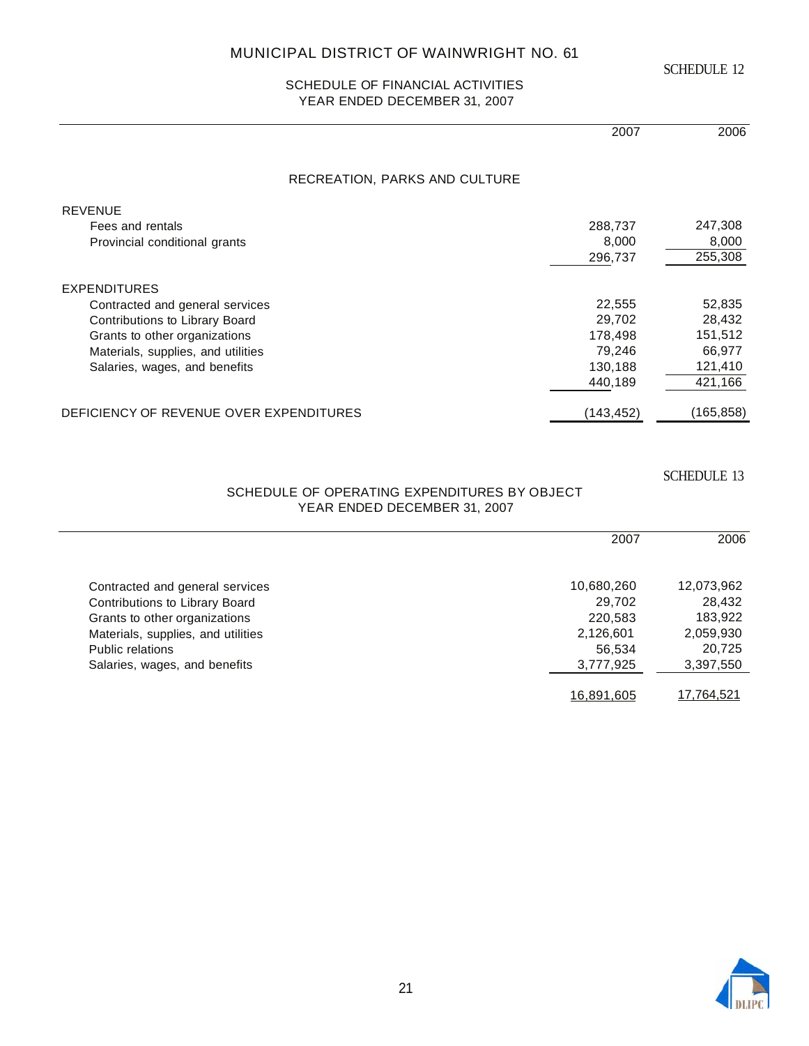# MUNICIPAL DISTRICT OF WAINWRIGHT NO. 61

SCHEDULE 12

## SCHEDULE OF FINANCIAL ACTIVITIES
YEAR ENDED DECEMBER 31, 2007

| | 2007 | 2006 |
|---|---|---|
| **RECREATION, PARKS AND CULTURE** | | |
| REVENUE | | |
| Fees and rentals | 288,737 | 247,308 |
| Provincial conditional grants | 8,000 | 8,000 |
| | 296,737 | 255,308 |
| EXPENDITURES | | |
| Contracted and general services | 22,555 | 52,835 |
| Contributions to Library Board | 29,702 | 28,432 |
| Grants to other organizations | 178,498 | 151,512 |
| Materials, supplies, and utilities | 79,246 | 66,977 |
| Salaries, wages, and benefits | 130,188 | 121,410 |
| | 440,189 | 421,166 |
| DEFICIENCY OF REVENUE OVER EXPENDITURES | (143,452) | (165,858) |

SCHEDULE 13

## SCHEDULE OF OPERATING EXPENDITURES BY OBJECT
YEAR ENDED DECEMBER 31, 2007

| | 2007 | 2006 |
|---|---|---|
| Contracted and general services | 10,680,260 | 12,073,962 |
| Contributions to Library Board | 29,702 | 28,432 |
| Grants to other organizations | 220,583 | 183,922 |
| Materials, supplies, and utilities | 2,126,601 | 2,059,930 |
| Public relations | 56,534 | 20,725 |
| Salaries, wages, and benefits | 3,777,925 | 3,397,550 |
| | 16,891,605 | 17,764,521 |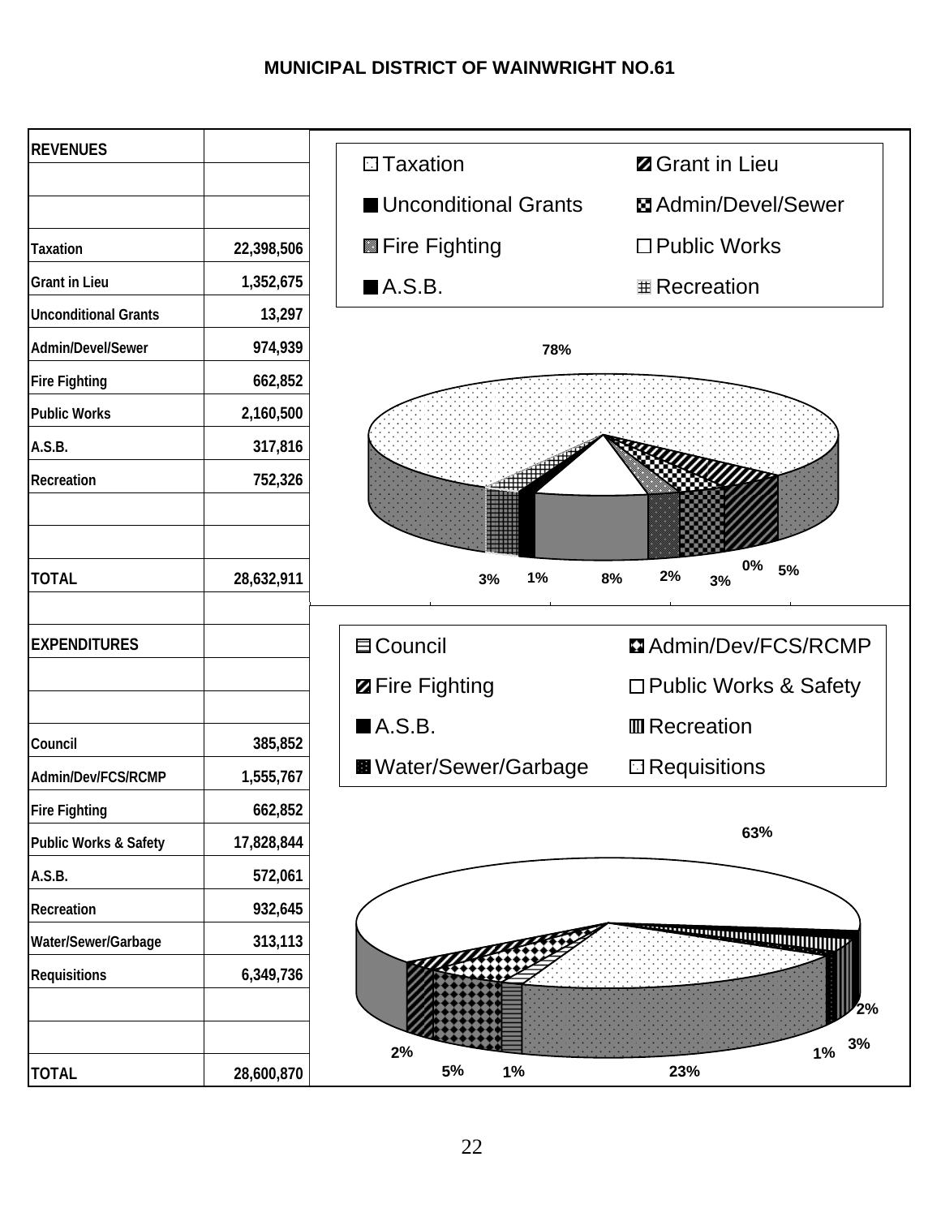# MUNICIPAL DISTRICT OF WAINWRIGHT NO.61

| | |
|---|---|
| **REVENUES** | |
| | |
| | |
| **Taxation** | **22,398,506** |
| **Grant in Lieu** | **1,352,675** |
| **Unconditional Grants** | **13,297** |
| **Admin/Devel/Sewer** | **974,939** |
| **Fire Fighting** | **662,852** |
| **Public Works** | **2,160,500** |
| **A.S.B.** | **317,816** |
| **Recreation** | **752,326** |
| | |
| | |
| **TOTAL** | **28,632,911** |
| | |
| **EXPENDITURES** | |
| | |
| | |
| **Council** | **385,852** |
| **Admin/Dev/FCS/RCMP** | **1,555,767** |
| **Fire Fighting** | **662,852** |
| **Public Works & Safety** | **17,828,844** |
| **A.S.B.** | **572,061** |
| **Recreation** | **932,645** |
| **Water/Sewer/Garbage** | **313,113** |
| **Requisitions** | **6,349,736** |
| | |
| | |
| **TOTAL** | **28,600,870** |

Taxation
Grant in Lieu
Unconditional Grants
Admin/Devel/Sewer
Fire Fighting
Public Works
A.S.B.
Recreation

78%
3% 1% 8% 2% 3% 0% 5%

Council
Admin/Dev/FCS/RCMP
Fire Fighting
Public Works & Safety
A.S.B.
Recreation
Water/Sewer/Garbage
Requisitions

63%
2% 5% 1% 23% 1% 3% 2%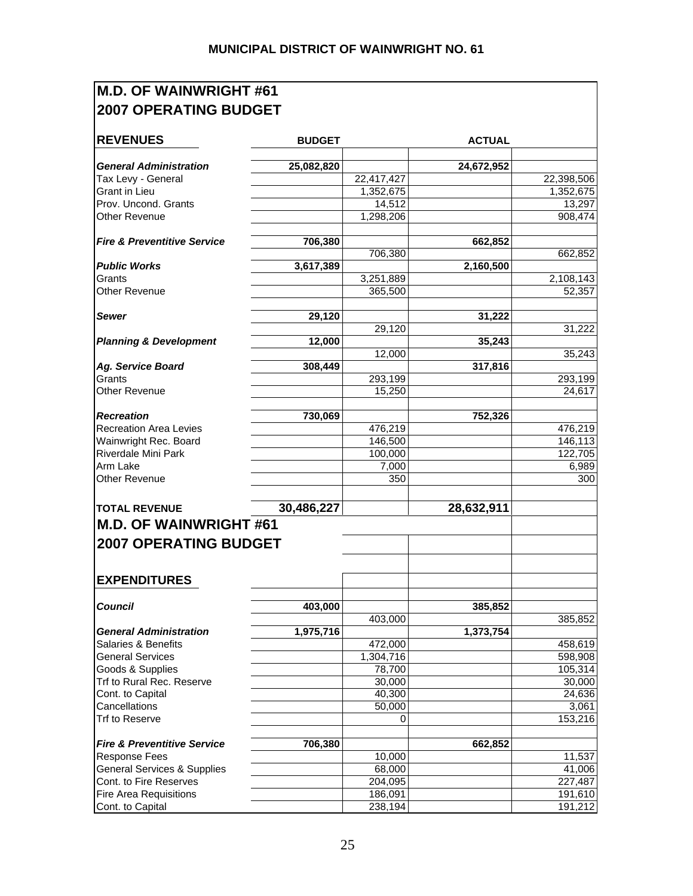## MUNICIPAL DISTRICT OF WAINWRIGHT NO. 61

### M.D. OF WAINWRIGHT #61
### 2007 OPERATING BUDGET

| REVENUES | BUDGET | | ACTUAL | |
|---|---|---|---|---|
| ***General Administration*** | **25,082,820** | | **24,672,952** | |
| Tax Levy - General | | 22,417,427 | | 22,398,506 |
| Grant in Lieu | | 1,352,675 | | 1,352,675 |
| Prov. Uncond. Grants | | 14,512 | | 13,297 |
| Other Revenue | | 1,298,206 | | 908,474 |
| ***Fire & Preventitive Service*** | **706,380** | | **662,852** | |
| | | 706,380 | | 662,852 |
| ***Public Works*** | **3,617,389** | | **2,160,500** | |
| Grants | | 3,251,889 | | 2,108,143 |
| Other Revenue | | 365,500 | | 52,357 |
| ***Sewer*** | **29,120** | | **31,222** | |
| | | 29,120 | | 31,222 |
| ***Planning & Development*** | **12,000** | | **35,243** | |
| | | 12,000 | | 35,243 |
| ***Ag. Service Board*** | **308,449** | | **317,816** | |
| Grants | | 293,199 | | 293,199 |
| Other Revenue | | 15,250 | | 24,617 |
| ***Recreation*** | **730,069** | | **752,326** | |
| Recreation Area Levies | | 476,219 | | 476,219 |
| Wainwright Rec. Board | | 146,500 | | 146,113 |
| Riverdale Mini Park | | 100,000 | | 122,705 |
| Arm Lake | | 7,000 | | 6,989 |
| Other Revenue | | 350 | | 300 |
| **TOTAL REVENUE** | **30,486,227** | | **28,632,911** | |

### M.D. OF WAINWRIGHT #61
### 2007 OPERATING BUDGET

| EXPENDITURES | | | | |
|---|---|---|---|---|
| ***Council*** | **403,000** | | **385,852** | |
| | | 403,000 | | 385,852 |
| ***General Administration*** | **1,975,716** | | **1,373,754** | |
| Salaries & Benefits | | 472,000 | | 458,619 |
| General Services | | 1,304,716 | | 598,908 |
| Goods & Supplies | | 78,700 | | 105,314 |
| Trf to Rural Rec. Reserve | | 30,000 | | 30,000 |
| Cont. to Capital | | 40,300 | | 24,636 |
| Cancellations | | 50,000 | | 3,061 |
| Trf to Reserve | | 0 | | 153,216 |
| ***Fire & Preventitive Service*** | **706,380** | | **662,852** | |
| Response Fees | | 10,000 | | 11,537 |
| General Services & Supplies | | 68,000 | | 41,006 |
| Cont. to Fire Reserves | | 204,095 | | 227,487 |
| Fire Area Requisitions | | 186,091 | | 191,610 |
| Cont. to Capital | | 238,194 | | 191,212 |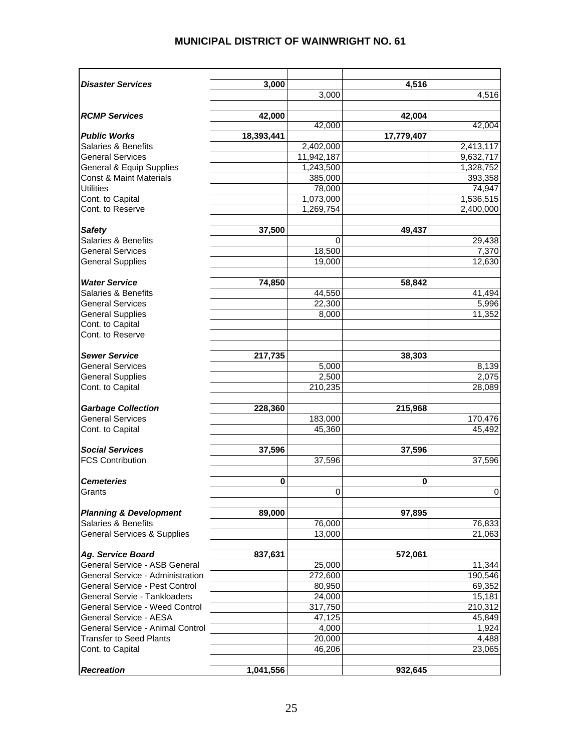# MUNICIPAL DISTRICT OF WAINWRIGHT NO. 61

| | | | | |
|---|---|---|---|---|
| ***Disaster Services*** | **3,000** | | **4,516** | |
| | | 3,000 | | 4,516 |
| | | | | |
| ***RCMP Services*** | **42,000** | | **42,004** | |
| | | 42,000 | | 42,004 |
| ***Public Works*** | **18,393,441** | | **17,779,407** | |
| Salaries & Benefits | | 2,402,000 | | 2,413,117 |
| General Services | | 11,942,187 | | 9,632,717 |
| General & Equip Supplies | | 1,243,500 | | 1,328,752 |
| Const & Maint Materials | | 385,000 | | 393,358 |
| Utilities | | 78,000 | | 74,947 |
| Cont. to Capital | | 1,073,000 | | 1,536,515 |
| Cont. to Reserve | | 1,269,754 | | 2,400,000 |
| | | | | |
| ***Safety*** | **37,500** | | **49,437** | |
| Salaries & Benefits | | 0 | | 29,438 |
| General Services | | 18,500 | | 7,370 |
| General Supplies | | 19,000 | | 12,630 |
| | | | | |
| ***Water Service*** | **74,850** | | **58,842** | |
| Salaries & Benefits | | 44,550 | | 41,494 |
| General Services | | 22,300 | | 5,996 |
| General Supplies | | 8,000 | | 11,352 |
| Cont. to Capital | | | | |
| Cont. to Reserve | | | | |
| | | | | |
| ***Sewer Service*** | **217,735** | | **38,303** | |
| General Services | | 5,000 | | 8,139 |
| General Supplies | | 2,500 | | 2,075 |
| Cont. to Capital | | 210,235 | | 28,089 |
| | | | | |
| ***Garbage Collection*** | **228,360** | | **215,968** | |
| General Services | | 183,000 | | 170,476 |
| Cont. to Capital | | 45,360 | | 45,492 |
| | | | | |
| ***Social Services*** | **37,596** | | **37,596** | |
| FCS Contribution | | 37,596 | | 37,596 |
| | | | | |
| ***Cemeteries*** | **0** | | **0** | |
| Grants | | 0 | | 0 |
| | | | | |
| ***Planning & Development*** | **89,000** | | **97,895** | |
| Salaries & Benefits | | 76,000 | | 76,833 |
| General Services & Supplies | | 13,000 | | 21,063 |
| | | | | |
| ***Ag. Service Board*** | **837,631** | | **572,061** | |
| General Service - ASB General | | 25,000 | | 11,344 |
| General Service - Administration | | 272,600 | | 190,546 |
| General Service - Pest Control | | 80,950 | | 69,352 |
| General Servie - Tankloaders | | 24,000 | | 15,181 |
| General Service - Weed Control | | 317,750 | | 210,312 |
| General Service - AESA | | 47,125 | | 45,849 |
| General Service - Animal Control | | 4,000 | | 1,924 |
| Transfer to Seed Plants | | 20,000 | | 4,488 |
| Cont. to Capital | | 46,206 | | 23,065 |
| | | | | |
| ***Recreation*** | **1,041,556** | | **932,645** | |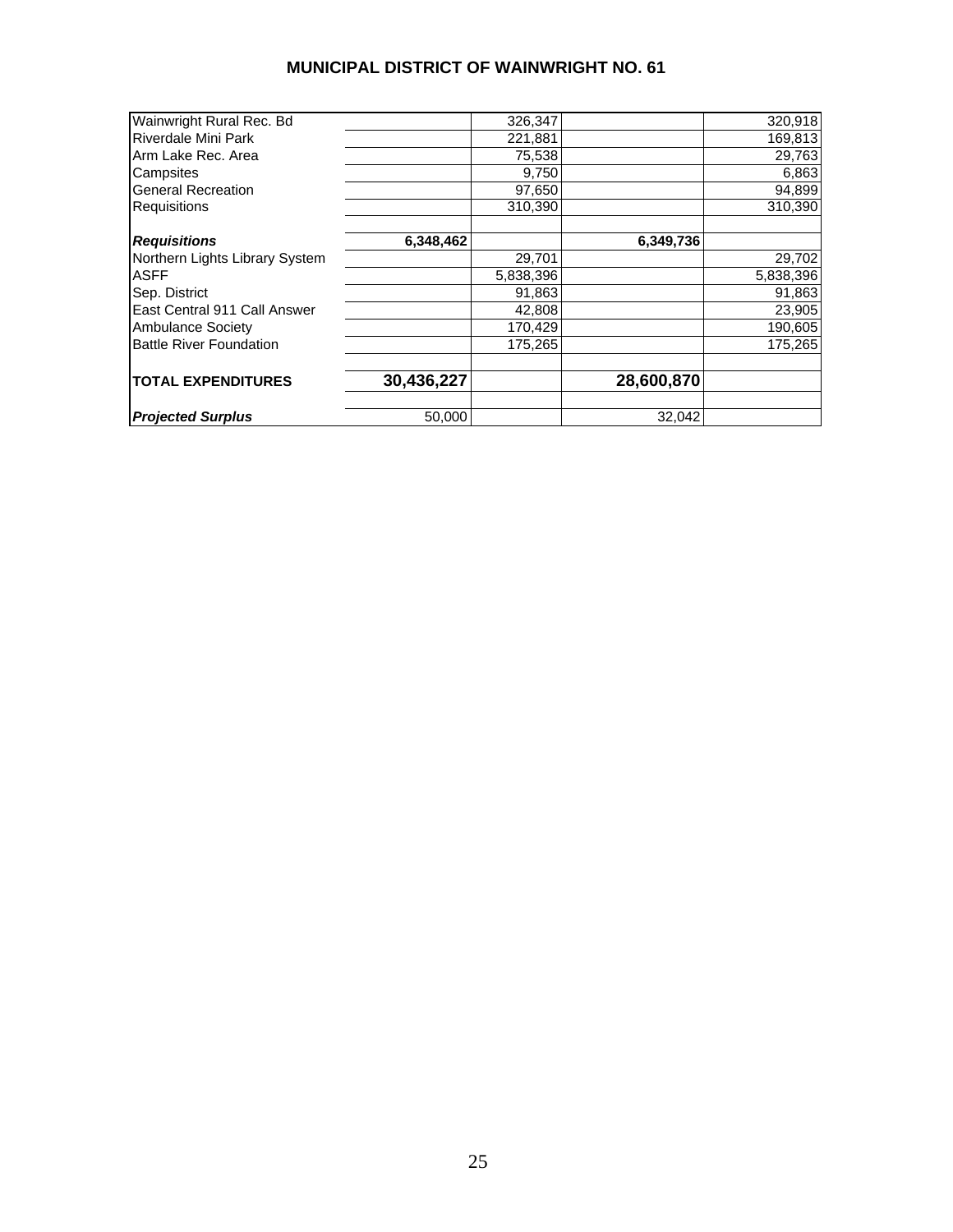## MUNICIPAL DISTRICT OF WAINWRIGHT NO. 61

| | | | | |
|---|---|---|---|---|
| Wainwright Rural Rec. Bd | | 326,347 | | 320,918 |
| Riverdale Mini Park | | 221,881 | | 169,813 |
| Arm Lake Rec. Area | | 75,538 | | 29,763 |
| Campsites | | 9,750 | | 6,863 |
| General Recreation | | 97,650 | | 94,899 |
| Requisitions | | 310,390 | | 310,390 |
| | | | | |
| ***Requisitions*** | **6,348,462** | | **6,349,736** | |
| Northern Lights Library System | | 29,701 | | 29,702 |
| ASFF | | 5,838,396 | | 5,838,396 |
| Sep. District | | 91,863 | | 91,863 |
| East Central 911 Call Answer | | 42,808 | | 23,905 |
| Ambulance Society | | 170,429 | | 190,605 |
| Battle River Foundation | | 175,265 | | 175,265 |
| | | | | |
| **TOTAL EXPENDITURES** | **30,436,227** | | **28,600,870** | |
| | | | | |
| ***Projected Surplus*** | 50,000 | | 32,042 | |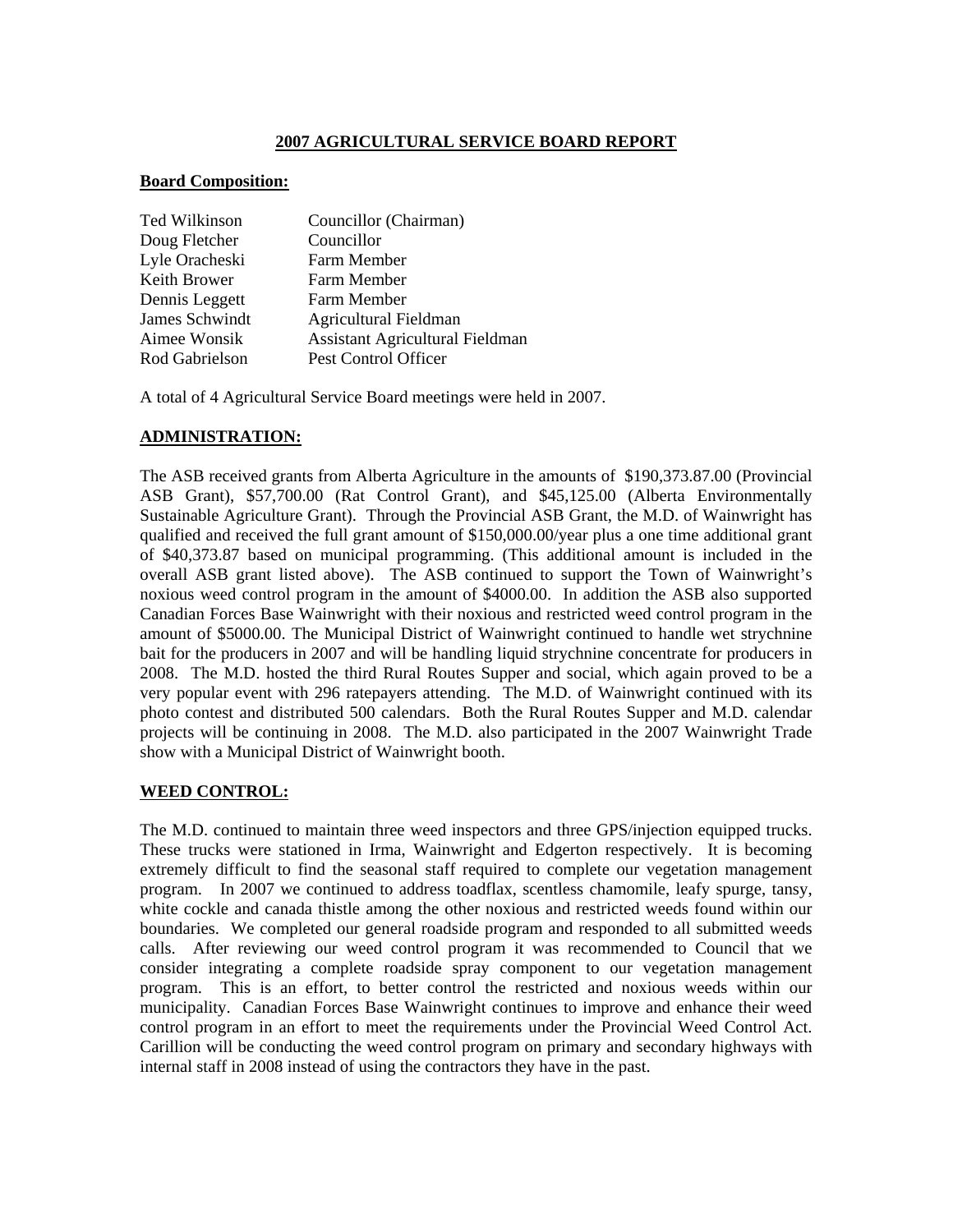## 2007 AGRICULTURAL SERVICE BOARD REPORT

**Board Composition:**

| | |
|---|---|
| Ted Wilkinson | Councillor (Chairman) |
| Doug Fletcher | Councillor |
| Lyle Oracheski | Farm Member |
| Keith Brower | Farm Member |
| Dennis Leggett | Farm Member |
| James Schwindt | Agricultural Fieldman |
| Aimee Wonsik | Assistant Agricultural Fieldman |
| Rod Gabrielson | Pest Control Officer |

A total of 4 Agricultural Service Board meetings were held in 2007.

### ADMINISTRATION:

The ASB received grants from Alberta Agriculture in the amounts of $190,373.87.00 (Provincial ASB Grant), $57,700.00 (Rat Control Grant), and $45,125.00 (Alberta Environmentally Sustainable Agriculture Grant). Through the Provincial ASB Grant, the M.D. of Wainwright has qualified and received the full grant amount of $150,000.00/year plus a one time additional grant of $40,373.87 based on municipal programming. (This additional amount is included in the overall ASB grant listed above). The ASB continued to support the Town of Wainwright's noxious weed control program in the amount of $4000.00. In addition the ASB also supported Canadian Forces Base Wainwright with their noxious and restricted weed control program in the amount of $5000.00. The Municipal District of Wainwright continued to handle wet strychnine bait for the producers in 2007 and will be handling liquid strychnine concentrate for producers in 2008. The M.D. hosted the third Rural Routes Supper and social, which again proved to be a very popular event with 296 ratepayers attending. The M.D. of Wainwright continued with its photo contest and distributed 500 calendars. Both the Rural Routes Supper and M.D. calendar projects will be continuing in 2008. The M.D. also participated in the 2007 Wainwright Trade show with a Municipal District of Wainwright booth.

### WEED CONTROL:

The M.D. continued to maintain three weed inspectors and three GPS/injection equipped trucks. These trucks were stationed in Irma, Wainwright and Edgerton respectively. It is becoming extremely difficult to find the seasonal staff required to complete our vegetation management program. In 2007 we continued to address toadflax, scentless chamomile, leafy spurge, tansy, white cockle and canada thistle among the other noxious and restricted weeds found within our boundaries. We completed our general roadside program and responded to all submitted weeds calls. After reviewing our weed control program it was recommended to Council that we consider integrating a complete roadside spray component to our vegetation management program. This is an effort, to better control the restricted and noxious weeds within our municipality. Canadian Forces Base Wainwright continues to improve and enhance their weed control program in an effort to meet the requirements under the Provincial Weed Control Act. Carillion will be conducting the weed control program on primary and secondary highways with internal staff in 2008 instead of using the contractors they have in the past.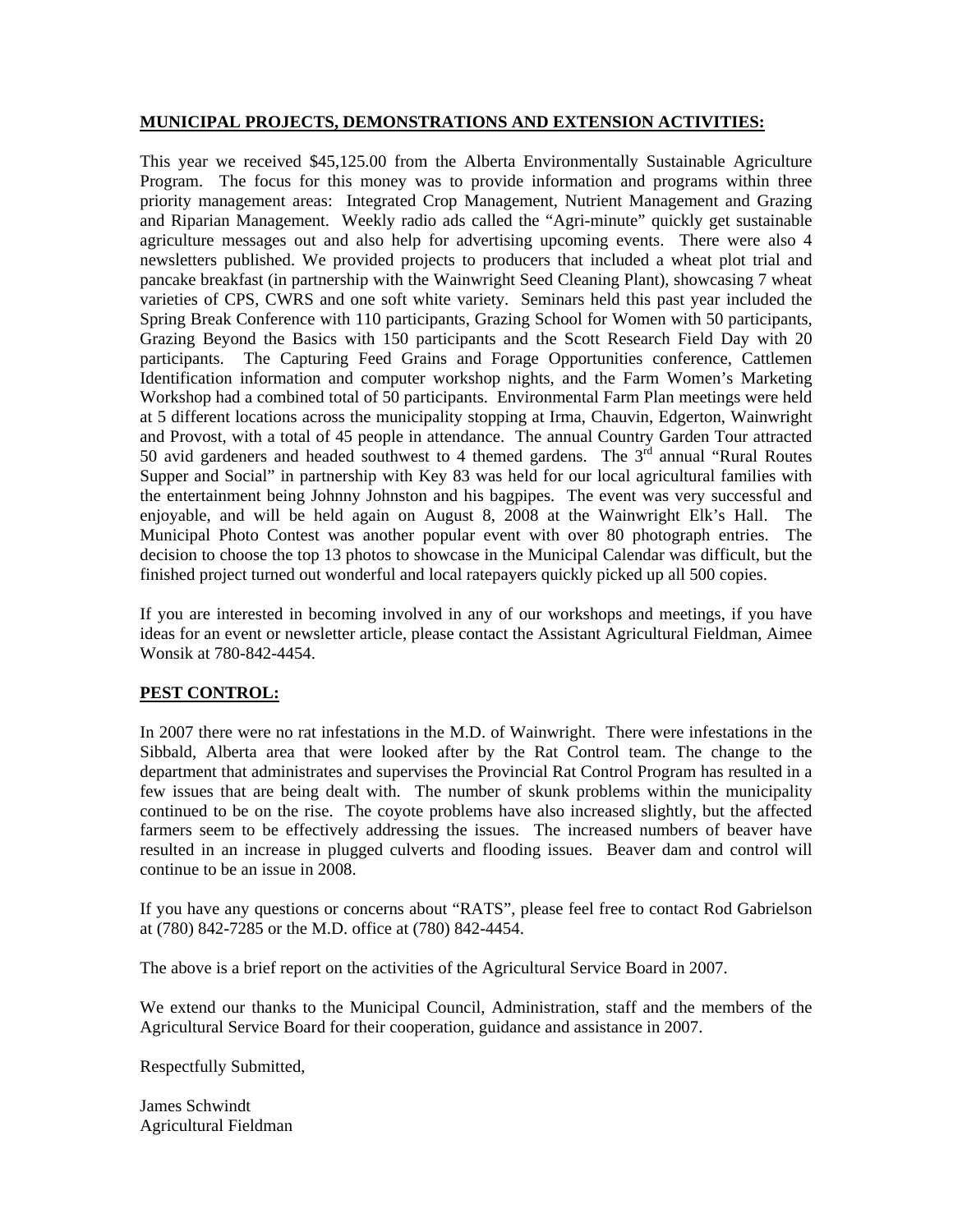**MUNICIPAL PROJECTS, DEMONSTRATIONS AND EXTENSION ACTIVITIES:**

This year we received $45,125.00 from the Alberta Environmentally Sustainable Agriculture Program. The focus for this money was to provide information and programs within three priority management areas: Integrated Crop Management, Nutrient Management and Grazing and Riparian Management. Weekly radio ads called the "Agri-minute" quickly get sustainable agriculture messages out and also help for advertising upcoming events. There were also 4 newsletters published. We provided projects to producers that included a wheat plot trial and pancake breakfast (in partnership with the Wainwright Seed Cleaning Plant), showcasing 7 wheat varieties of CPS, CWRS and one soft white variety. Seminars held this past year included the Spring Break Conference with 110 participants, Grazing School for Women with 50 participants, Grazing Beyond the Basics with 150 participants and the Scott Research Field Day with 20 participants. The Capturing Feed Grains and Forage Opportunities conference, Cattlemen Identification information and computer workshop nights, and the Farm Women's Marketing Workshop had a combined total of 50 participants. Environmental Farm Plan meetings were held at 5 different locations across the municipality stopping at Irma, Chauvin, Edgerton, Wainwright and Provost, with a total of 45 people in attendance. The annual Country Garden Tour attracted 50 avid gardeners and headed southwest to 4 themed gardens. The 3rd annual "Rural Routes Supper and Social" in partnership with Key 83 was held for our local agricultural families with the entertainment being Johnny Johnston and his bagpipes. The event was very successful and enjoyable, and will be held again on August 8, 2008 at the Wainwright Elk's Hall. The Municipal Photo Contest was another popular event with over 80 photograph entries. The decision to choose the top 13 photos to showcase in the Municipal Calendar was difficult, but the finished project turned out wonderful and local ratepayers quickly picked up all 500 copies.

If you are interested in becoming involved in any of our workshops and meetings, if you have ideas for an event or newsletter article, please contact the Assistant Agricultural Fieldman, Aimee Wonsik at 780-842-4454.

**PEST CONTROL:**

In 2007 there were no rat infestations in the M.D. of Wainwright. There were infestations in the Sibbald, Alberta area that were looked after by the Rat Control team. The change to the department that administrates and supervises the Provincial Rat Control Program has resulted in a few issues that are being dealt with. The number of skunk problems within the municipality continued to be on the rise. The coyote problems have also increased slightly, but the affected farmers seem to be effectively addressing the issues. The increased numbers of beaver have resulted in an increase in plugged culverts and flooding issues. Beaver dam and control will continue to be an issue in 2008.

If you have any questions or concerns about "RATS", please feel free to contact Rod Gabrielson at (780) 842-7285 or the M.D. office at (780) 842-4454.

The above is a brief report on the activities of the Agricultural Service Board in 2007.

We extend our thanks to the Municipal Council, Administration, staff and the members of the Agricultural Service Board for their cooperation, guidance and assistance in 2007.

Respectfully Submitted,

James Schwindt
Agricultural Fieldman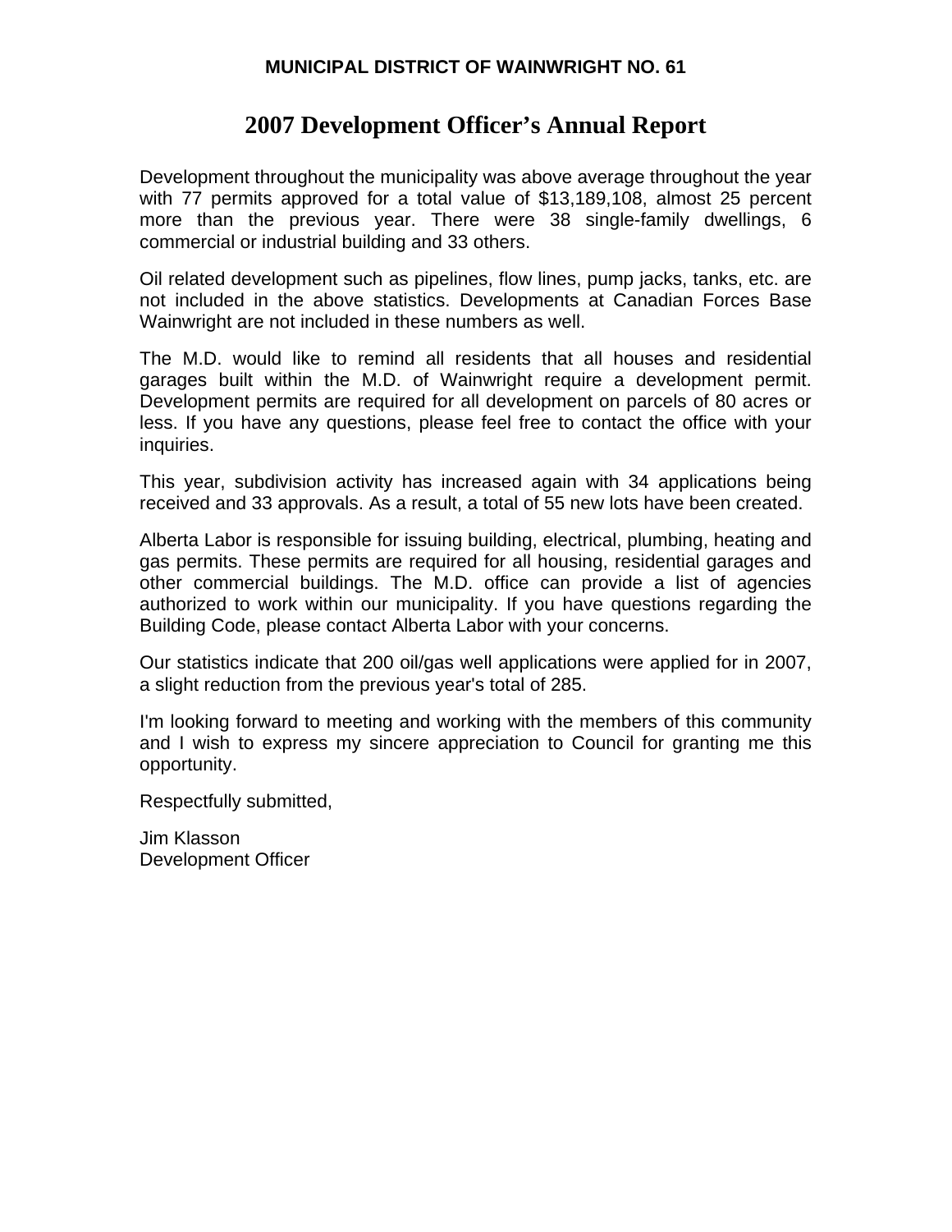**MUNICIPAL DISTRICT OF WAINWRIGHT NO. 61**

# 2007 Development Officer's Annual Report

Development throughout the municipality was above average throughout the year with 77 permits approved for a total value of $13,189,108, almost 25 percent more than the previous year. There were 38 single-family dwellings, 6 commercial or industrial building and 33 others.

Oil related development such as pipelines, flow lines, pump jacks, tanks, etc. are not included in the above statistics. Developments at Canadian Forces Base Wainwright are not included in these numbers as well.

The M.D. would like to remind all residents that all houses and residential garages built within the M.D. of Wainwright require a development permit. Development permits are required for all development on parcels of 80 acres or less. If you have any questions, please feel free to contact the office with your inquiries.

This year, subdivision activity has increased again with 34 applications being received and 33 approvals. As a result, a total of 55 new lots have been created.

Alberta Labor is responsible for issuing building, electrical, plumbing, heating and gas permits. These permits are required for all housing, residential garages and other commercial buildings. The M.D. office can provide a list of agencies authorized to work within our municipality. If you have questions regarding the Building Code, please contact Alberta Labor with your concerns.

Our statistics indicate that 200 oil/gas well applications were applied for in 2007, a slight reduction from the previous year's total of 285.

I'm looking forward to meeting and working with the members of this community and I wish to express my sincere appreciation to Council for granting me this opportunity.

Respectfully submitted,

Jim Klasson
Development Officer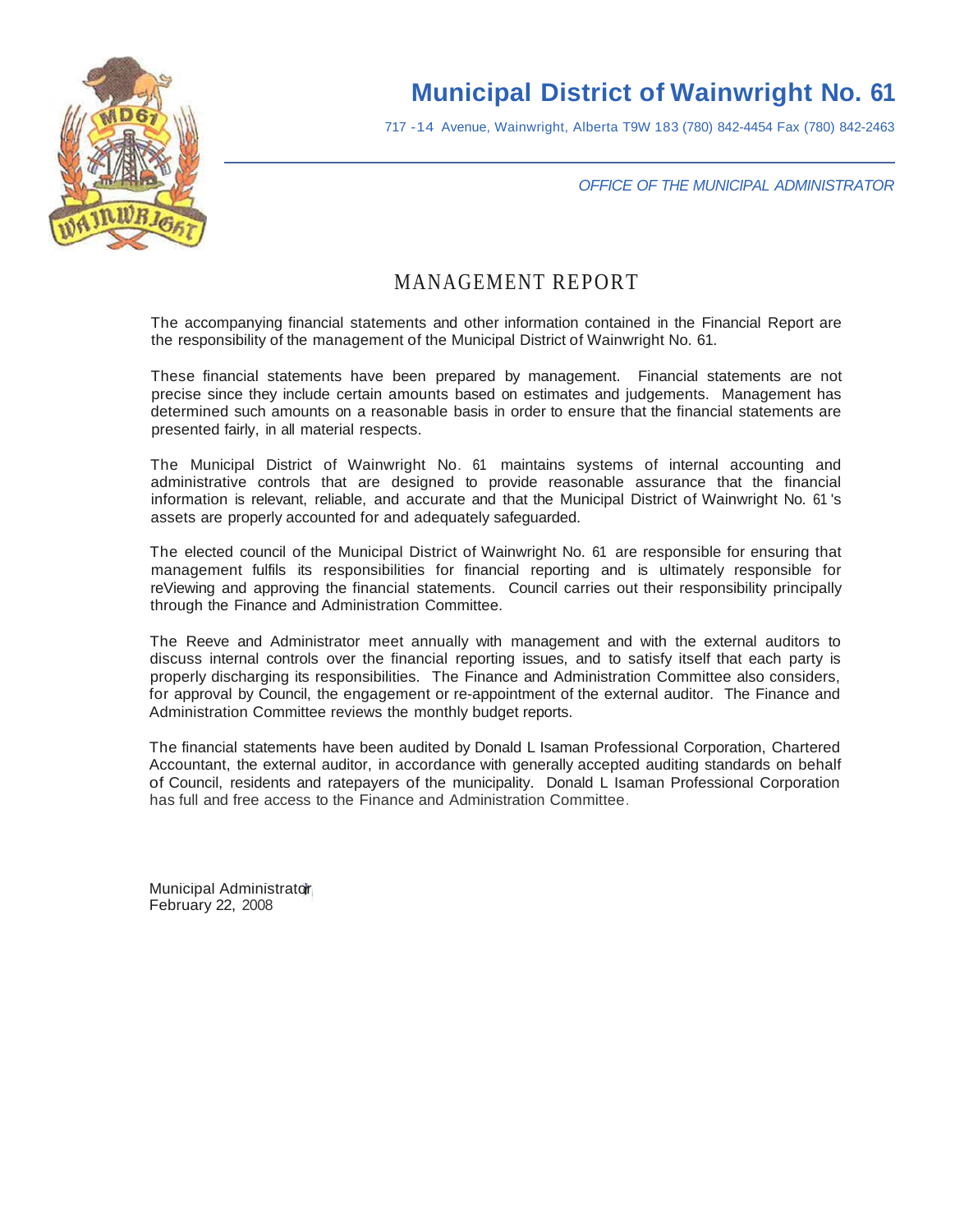# Municipal District of Wainwright No. 61

717 -14 Avenue, Wainwright, Alberta T9W 183 (780) 842-4454 Fax (780) 842-2463

*OFFICE OF THE MUNICIPAL ADMINISTRATOR*

## MANAGEMENT REPORT

The accompanying financial statements and other information contained in the Financial Report are the responsibility of the management of the Municipal District of Wainwright No. 61.

These financial statements have been prepared by management. Financial statements are not precise since they include certain amounts based on estimates and judgements. Management has determined such amounts on a reasonable basis in order to ensure that the financial statements are presented fairly, in all material respects.

The Municipal District of Wainwright No. 61 maintains systems of internal accounting and administrative controls that are designed to provide reasonable assurance that the financial information is relevant, reliable, and accurate and that the Municipal District of Wainwright No. 61's assets are properly accounted for and adequately safeguarded.

The elected council of the Municipal District of Wainwright No. 61 are responsible for ensuring that management fulfils its responsibilities for financial reporting and is ultimately responsible for reViewing and approving the financial statements. Council carries out their responsibility principally through the Finance and Administration Committee.

The Reeve and Administrator meet annually with management and with the external auditors to discuss internal controls over the financial reporting issues, and to satisfy itself that each party is properly discharging its responsibilities. The Finance and Administration Committee also considers, for approval by Council, the engagement or re-appointment of the external auditor. The Finance and Administration Committee reviews the monthly budget reports.

The financial statements have been audited by Donald L Isaman Professional Corporation, Chartered Accountant, the external auditor, in accordance with generally accepted auditing standards on behalf of Council, residents and ratepayers of the municipality. Donald L Isaman Professional Corporation has full and free access to the Finance and Administration Committee.

Municipal Administrator
February 22, 2008